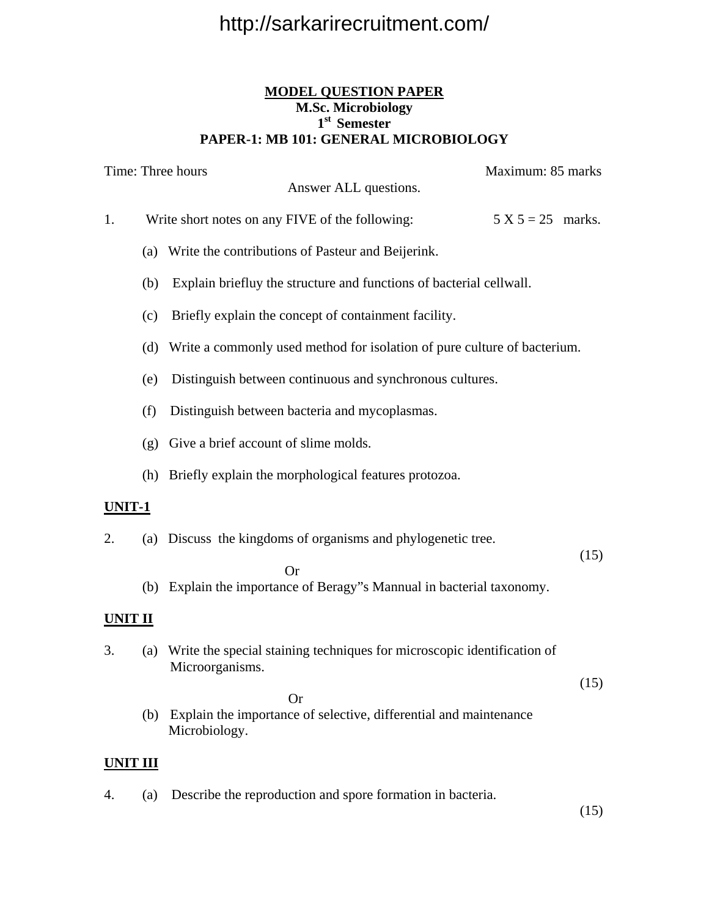**MODEL QUESTION PAPER**
**M.Sc. Microbiology**
**1st Semester**
**PAPER-1: MB 101: GENERAL MICROBIOLOGY**

Time: Three hours                                                                Maximum: 85 marks

Answer ALL questions.

1. Write short notes on any FIVE of the following: 5 X 5 = 25 marks.

   (a) Write the contributions of Pasteur and Beijerink.

   (b) Explain briefluy the structure and functions of bacterial cellwall.

   (c) Briefly explain the concept of containment facility.

   (d) Write a commonly used method for isolation of pure culture of bacterium.

   (e) Distinguish between continuous and synchronous cultures.

   (f) Distinguish between bacteria and mycoplasmas.

   (g) Give a brief account of slime molds.

   (h) Briefly explain the morphological features protozoa.

**UNIT-1**

2. (a) Discuss the kingdoms of organisms and phylogenetic tree. (15)

   Or

   (b) Explain the importance of Beragy"s Mannual in bacterial taxonomy.

**UNIT II**

3. (a) Write the special staining techniques for microscopic identification of Microorganisms. (15)

   Or

   (b) Explain the importance of selective, differential and maintenance Microbiology.

**UNIT III**

4. (a) Describe the reproduction and spore formation in bacteria. (15)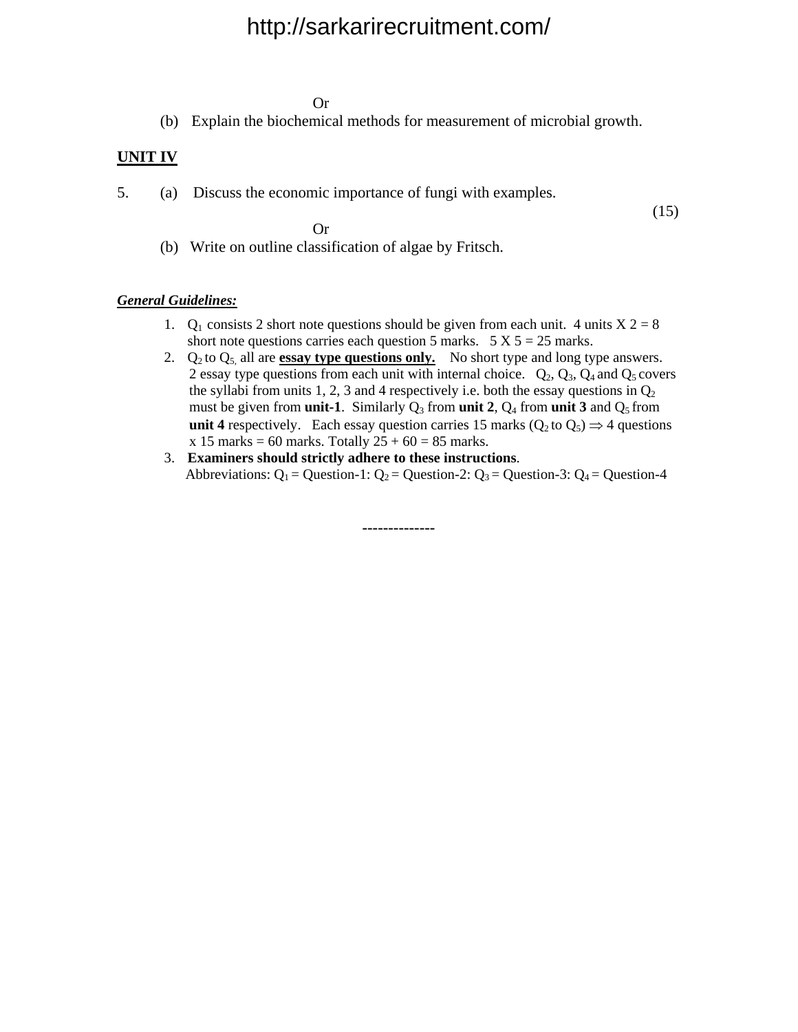Or

(b) Explain the biochemical methods for measurement of microbial growth.

**UNIT IV**

5. (a) Discuss the economic importance of fungi with examples.

(15)

Or

(b) Write on outline classification of algae by Fritsch.

***General Guidelines:***

1. $Q_1$ consists 2 short note questions should be given from each unit. 4 units X 2 = 8 short note questions carries each question 5 marks. 5 X 5 = 25 marks.
2. $Q_2$ to $Q_5$, all are **essay type questions only.** No short type and long type answers. 2 essay type questions from each unit with internal choice. $Q_2$, $Q_3$, $Q_4$ and $Q_5$ covers the syllabi from units 1, 2, 3 and 4 respectively i.e. both the essay questions in $Q_2$ must be given from **unit-1**. Similarly $Q_3$ from **unit 2**, $Q_4$ from **unit 3** and $Q_5$ from **unit 4** respectively. Each essay question carries 15 marks ($Q_2$ to $Q_5$) $\Rightarrow$ 4 questions x 15 marks = 60 marks. Totally 25 + 60 = 85 marks.
3. **Examiners should strictly adhere to these instructions**.

Abbreviations: $Q_1$ = Question-1: $Q_2$ = Question-2: $Q_3$ = Question-3: $Q_4$ = Question-4

--------------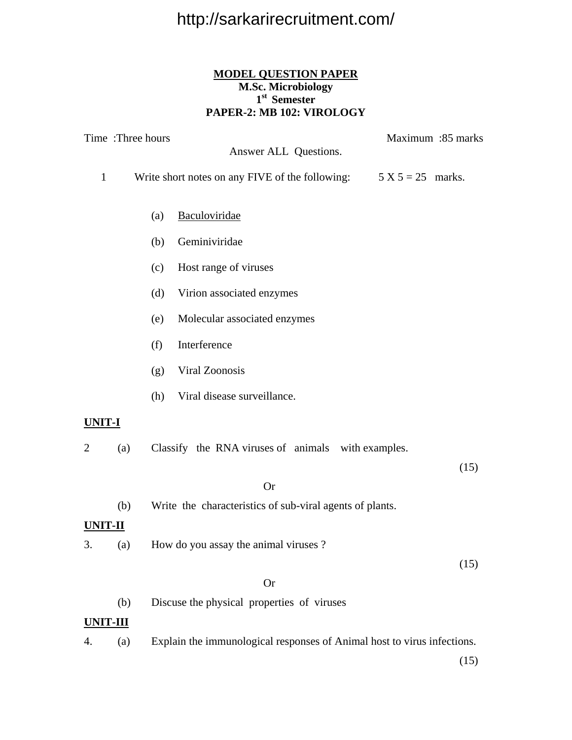http://sarkarirecruitment.com/

**MODEL QUESTION PAPER**
**M.Sc. Microbiology**
**1st Semester**
**PAPER-2: MB 102: VIROLOGY**

Time :Three hours                                                                 Maximum :85 marks

Answer ALL Questions.

1 Write short notes on any FIVE of the following: 5 X 5 = 25 marks.

(a) Baculoviridae

(b) Geminiviridae

(c) Host range of viruses

(d) Virion associated enzymes

(e) Molecular associated enzymes

(f) Interference

(g) Viral Zoonosis

(h) Viral disease surveillance.

**UNIT-I**

2 (a) Classify the RNA viruses of animals with examples. (15)

Or

(b) Write the characteristics of sub-viral agents of plants.

**UNIT-II**

3. (a) How do you assay the animal viruses ? (15)

Or

(b) Discuse the physical properties of viruses

**UNIT-III**

4. (a) Explain the immunological responses of Animal host to virus infections. (15)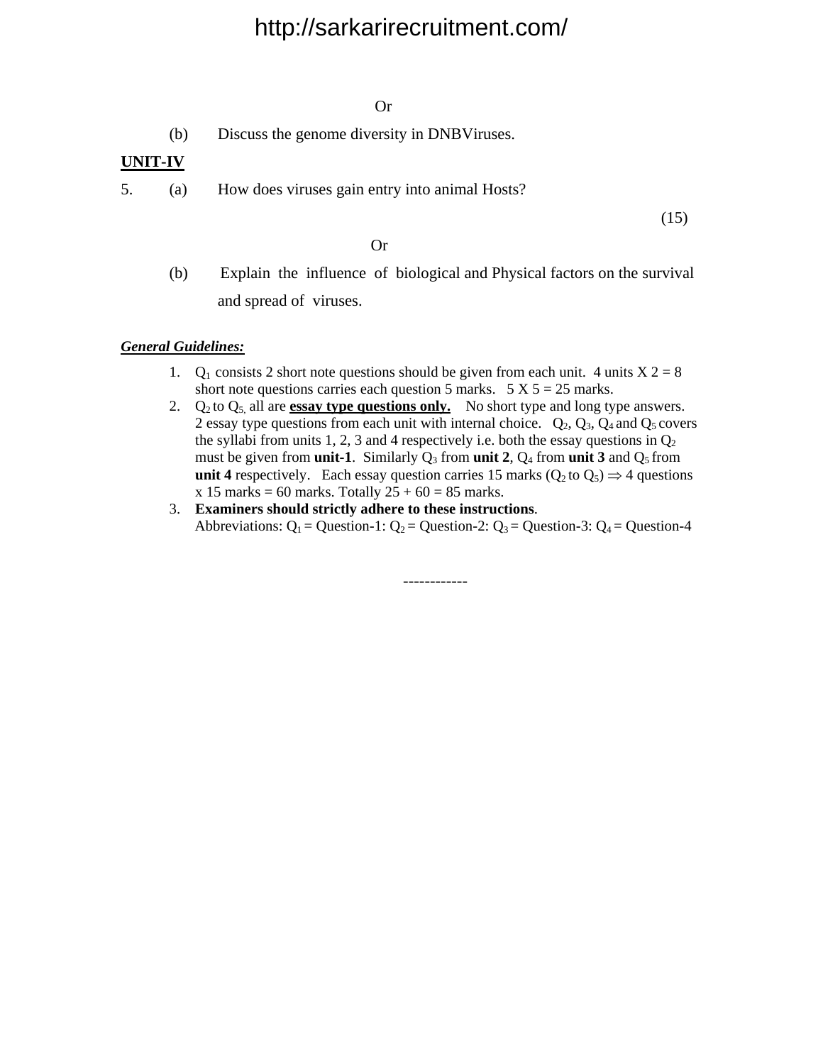Or

(b) Discuss the genome diversity in DNBViruses.

**UNIT-IV**

5. (a) How does viruses gain entry into animal Hosts?

(15)

Or

(b) Explain the influence of biological and Physical factors on the survival and spread of viruses.

***General Guidelines:***

1. $Q_1$ consists 2 short note questions should be given from each unit. 4 units X 2 = 8 short note questions carries each question 5 marks. 5 X 5 = 25 marks.
2. $Q_2$ to $Q_5$, all are **essay type questions only.** No short type and long type answers. 2 essay type questions from each unit with internal choice. $Q_2$, $Q_3$, $Q_4$ and $Q_5$ covers the syllabi from units 1, 2, 3 and 4 respectively i.e. both the essay questions in $Q_2$ must be given from **unit-1**. Similarly $Q_3$ from **unit 2**, $Q_4$ from **unit 3** and $Q_5$ from **unit 4** respectively. Each essay question carries 15 marks ($Q_2$ to $Q_5$) $\Rightarrow$ 4 questions x 15 marks = 60 marks. Totally 25 + 60 = 85 marks.
3. **Examiners should strictly adhere to these instructions**.
   Abbreviations: $Q_1$ = Question-1: $Q_2$ = Question-2: $Q_3$ = Question-3: $Q_4$ = Question-4

------------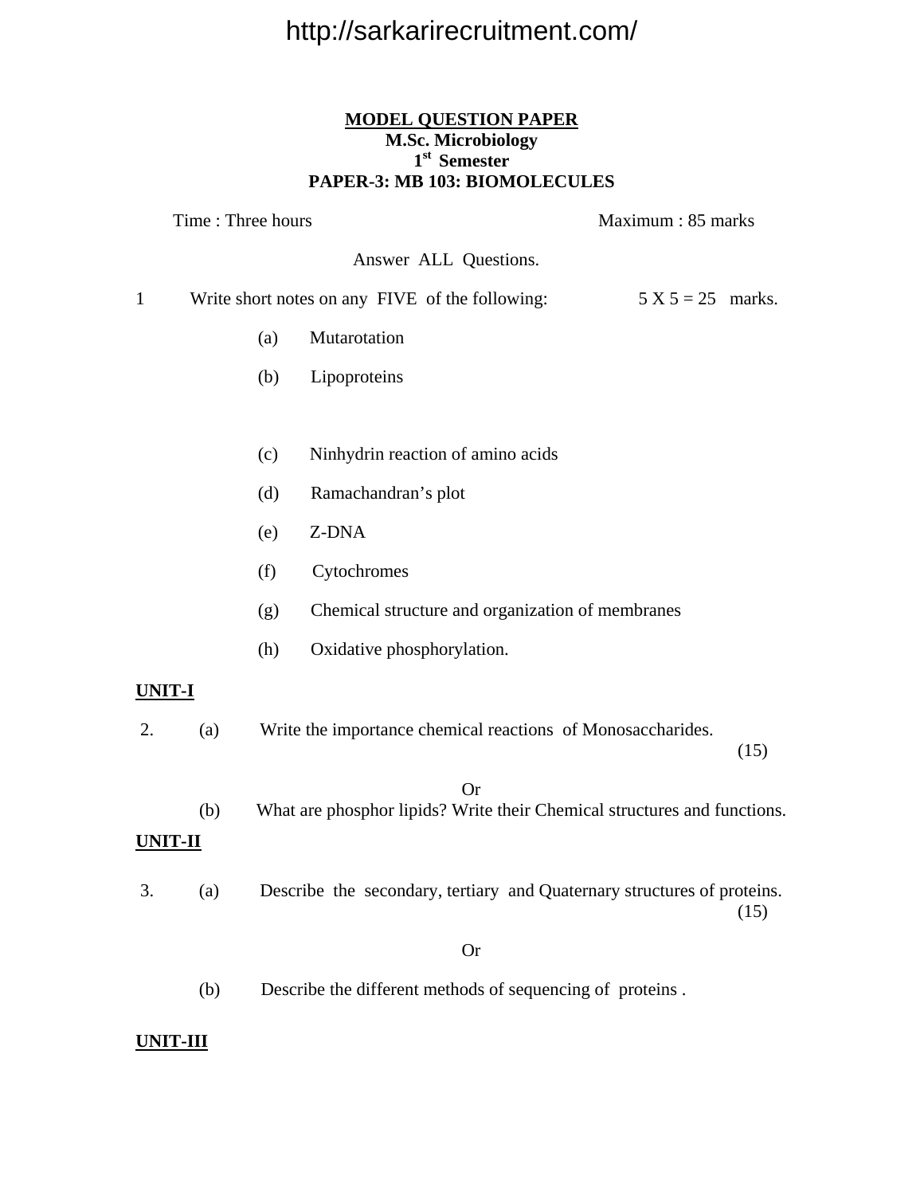**MODEL QUESTION PAPER**
**M.Sc. Microbiology**
**1st Semester**
**PAPER-3: MB 103: BIOMOLECULES**

Time : Three hours | Maximum : 85 marks

Answer ALL Questions.

1 Write short notes on any FIVE of the following: 5 X 5 = 25 marks.

(a) Mutarotation

(b) Lipoproteins

(c) Ninhydrin reaction of amino acids

(d) Ramachandran's plot

(e) Z-DNA

(f) Cytochromes

(g) Chemical structure and organization of membranes

(h) Oxidative phosphorylation.

**UNIT-I**

2. (a) Write the importance chemical reactions of Monosaccharides. (15)

Or

(b) What are phosphor lipids? Write their Chemical structures and functions.

**UNIT-II**

3. (a) Describe the secondary, tertiary and Quaternary structures of proteins. (15)

Or

(b) Describe the different methods of sequencing of proteins .

**UNIT-III**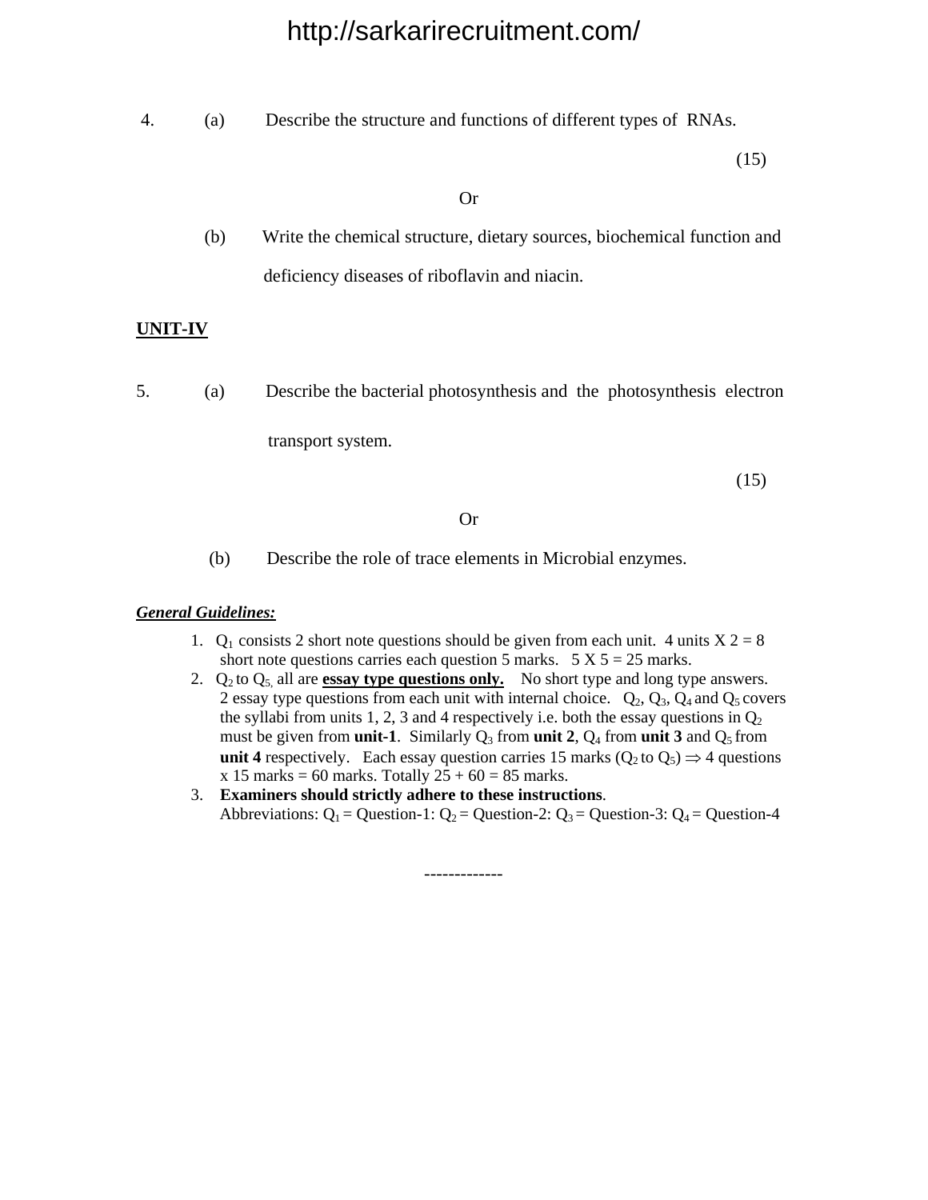4. (a) Describe the structure and functions of different types of RNAs.

(15)

Or

(b) Write the chemical structure, dietary sources, biochemical function and deficiency diseases of riboflavin and niacin.

**UNIT-IV**

5. (a) Describe the bacterial photosynthesis and the photosynthesis electron transport system.

(15)

Or

(b) Describe the role of trace elements in Microbial enzymes.

***General Guidelines:***

1. $Q_1$ consists 2 short note questions should be given from each unit. 4 units X 2 = 8 short note questions carries each question 5 marks. 5 X 5 = 25 marks.
2. $Q_2$ to $Q_5$, all are **essay type questions only.** No short type and long type answers. 2 essay type questions from each unit with internal choice. $Q_2$, $Q_3$, $Q_4$ and $Q_5$ covers the syllabi from units 1, 2, 3 and 4 respectively i.e. both the essay questions in $Q_2$ must be given from **unit-1**. Similarly $Q_3$ from **unit 2**, $Q_4$ from **unit 3** and $Q_5$ from **unit 4** respectively. Each essay question carries 15 marks ($Q_2$ to $Q_5$) $\Rightarrow$ 4 questions x 15 marks = 60 marks. Totally 25 + 60 = 85 marks.
3. **Examiners should strictly adhere to these instructions**.
   Abbreviations: $Q_1$ = Question-1: $Q_2$ = Question-2: $Q_3$ = Question-3: $Q_4$ = Question-4

-------------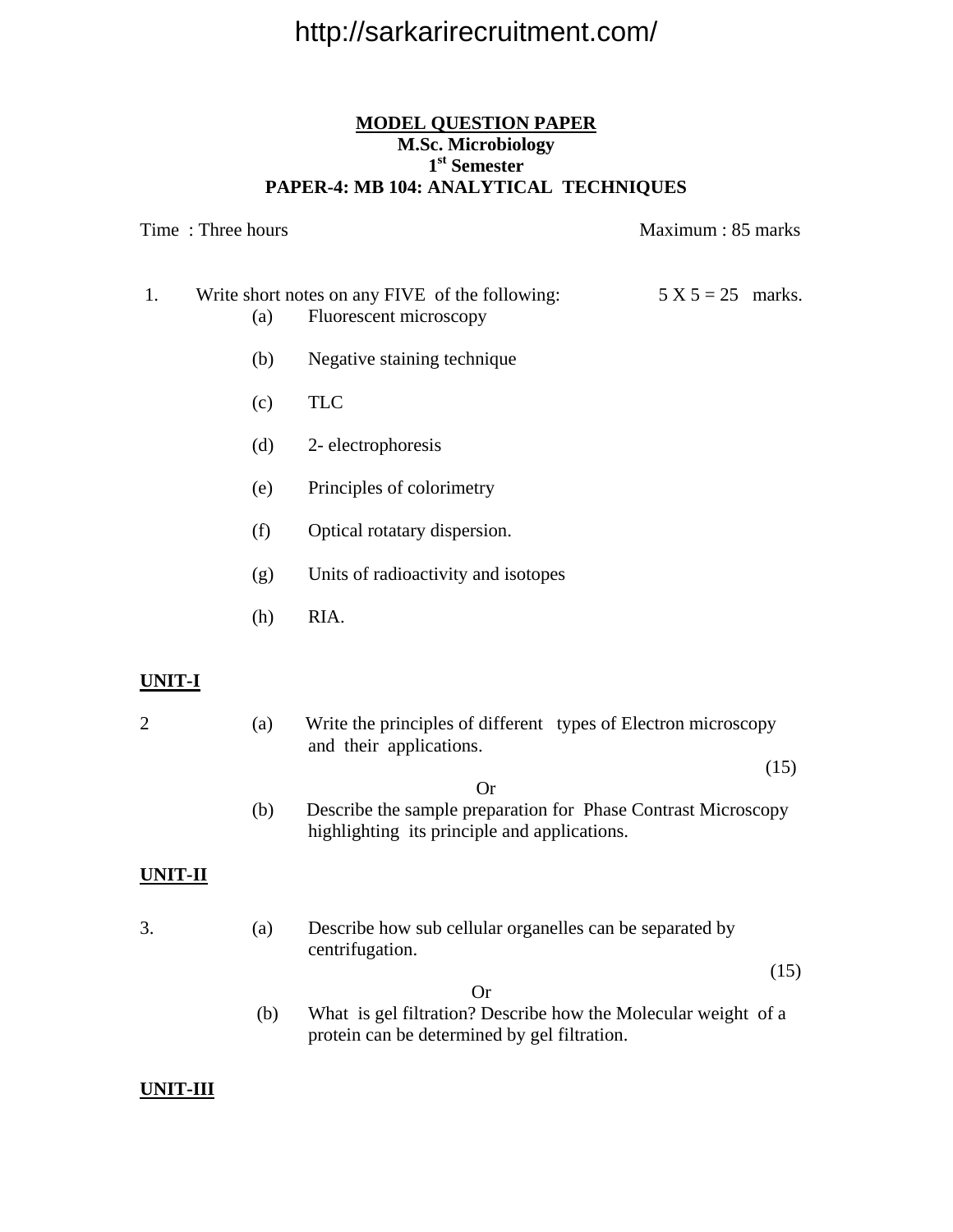**MODEL QUESTION PAPER**
**M.Sc. Microbiology**
**1st Semester**
**PAPER-4: MB 104: ANALYTICAL TECHNIQUES**

Time : Three hours                                                    Maximum : 85 marks

1. Write short notes on any FIVE of the following:                5 X 5 = 25 marks.
   - (a) Fluorescent microscopy
   - (b) Negative staining technique
   - (c) TLC
   - (d) 2- electrophoresis
   - (e) Principles of colorimetry
   - (f) Optical rotatary dispersion.
   - (g) Units of radioactivity and isotopes
   - (h) RIA.

**UNIT-I**

2 (a) Write the principles of different types of Electron microscopy and their applications.

(15)

Or

(b) Describe the sample preparation for Phase Contrast Microscopy highlighting its principle and applications.

**UNIT-II**

3. (a) Describe how sub cellular organelles can be separated by centrifugation.

(15)

Or

(b) What is gel filtration? Describe how the Molecular weight of a protein can be determined by gel filtration.

**UNIT-III**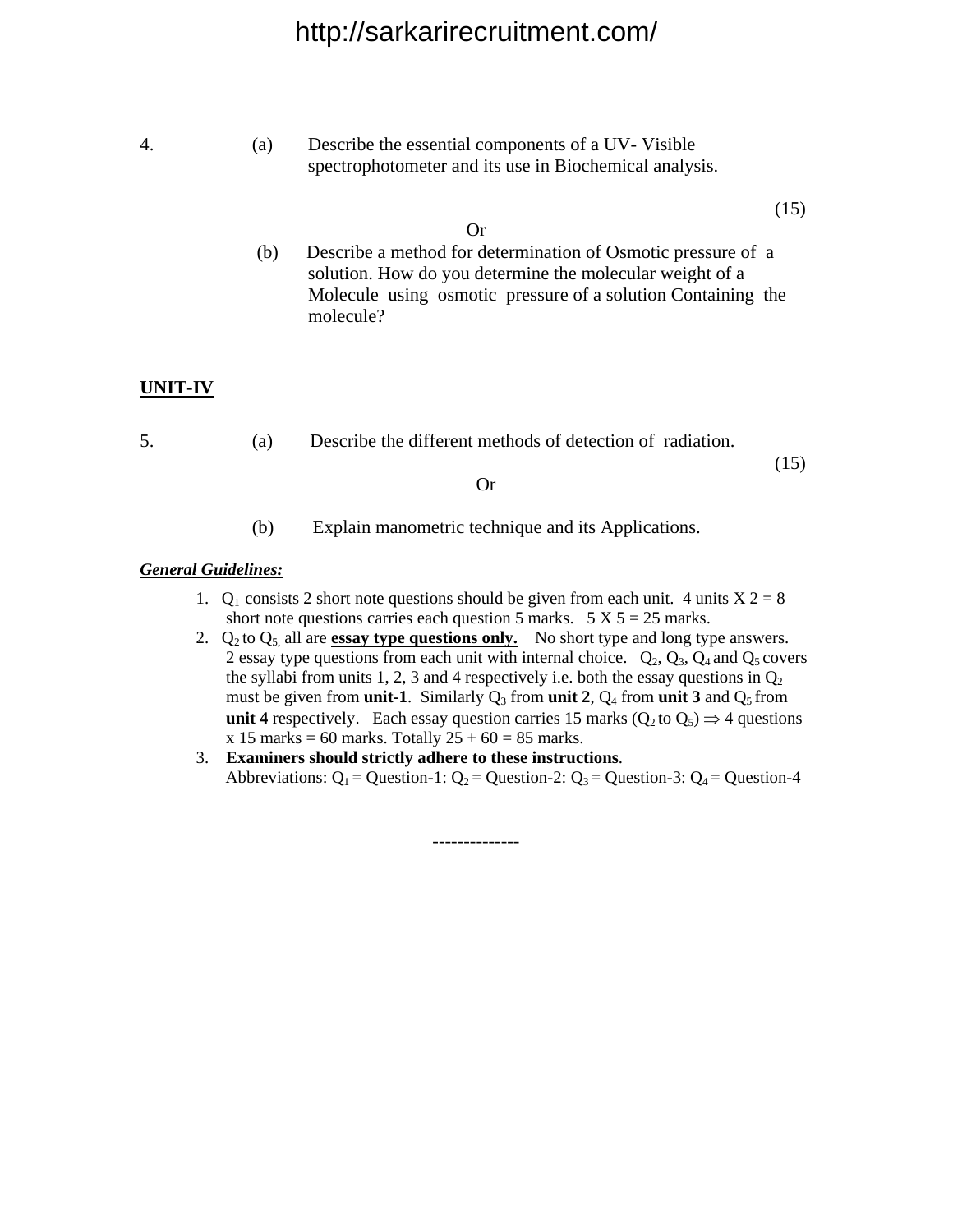4. (a) Describe the essential components of a UV- Visible spectrophotometer and its use in Biochemical analysis.

(15)

Or

(b) Describe a method for determination of Osmotic pressure of a solution. How do you determine the molecular weight of a Molecule using osmotic pressure of a solution Containing the molecule?

## UNIT-IV

5. (a) Describe the different methods of detection of radiation.

(15)

Or

(b) Explain manometric technique and its Applications.

***General Guidelines:***

1. $Q_1$ consists 2 short note questions should be given from each unit. 4 units X 2 = 8 short note questions carries each question 5 marks. 5 X 5 = 25 marks.
2. $Q_2$ to $Q_5$, all are **essay type questions only.** No short type and long type answers. 2 essay type questions from each unit with internal choice. $Q_2$, $Q_3$, $Q_4$ and $Q_5$ covers the syllabi from units 1, 2, 3 and 4 respectively i.e. both the essay questions in $Q_2$ must be given from **unit-1**. Similarly $Q_3$ from **unit 2**, $Q_4$ from **unit 3** and $Q_5$ from **unit 4** respectively. Each essay question carries 15 marks ($Q_2$ to $Q_5$) $\Rightarrow$ 4 questions x 15 marks = 60 marks. Totally 25 + 60 = 85 marks.
3. **Examiners should strictly adhere to these instructions**.
   Abbreviations: $Q_1$ = Question-1: $Q_2$ = Question-2: $Q_3$ = Question-3: $Q_4$ = Question-4

--------------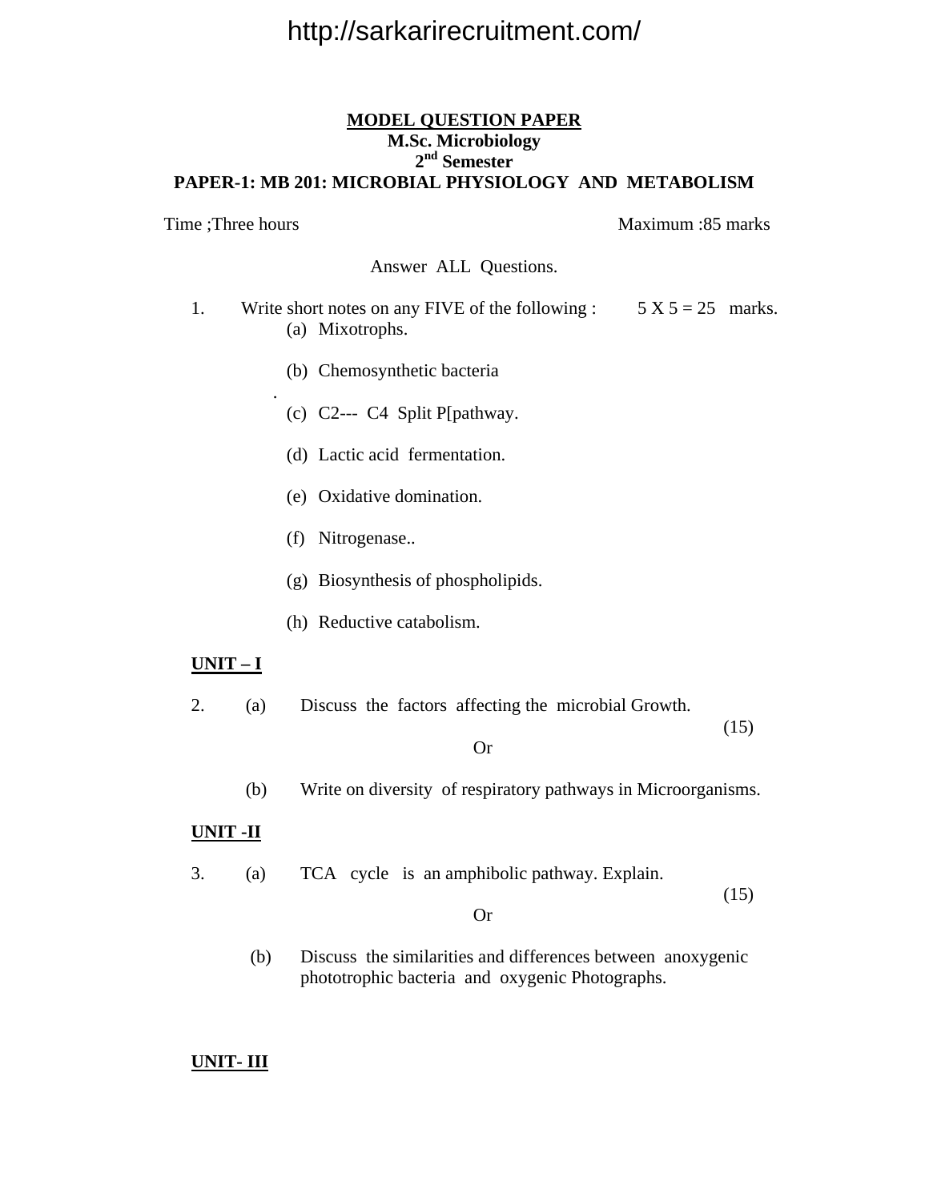**MODEL QUESTION PAPER**
**M.Sc. Microbiology**
**2nd Semester**
**PAPER-1: MB 201: MICROBIAL PHYSIOLOGY AND METABOLISM**

Time ;Three hours Maximum :85 marks

Answer ALL Questions.

1. Write short notes on any FIVE of the following : 5 X 5 = 25 marks.
   (a) Mixotrophs.
   (b) Chemosynthetic bacteria
   .
   (c) C2--- C4 Split P[pathway.
   (d) Lactic acid fermentation.
   (e) Oxidative domination.
   (f) Nitrogenase..
   (g) Biosynthesis of phospholipids.
   (h) Reductive catabolism.

**UNIT – I**

2. (a) Discuss the factors affecting the microbial Growth. (15)

   Or

   (b) Write on diversity of respiratory pathways in Microorganisms.

**UNIT -II**

3. (a) TCA cycle is an amphibolic pathway. Explain. (15)

   Or

   (b) Discuss the similarities and differences between anoxygenic phototrophic bacteria and oxygenic Photographs.

**UNIT- III**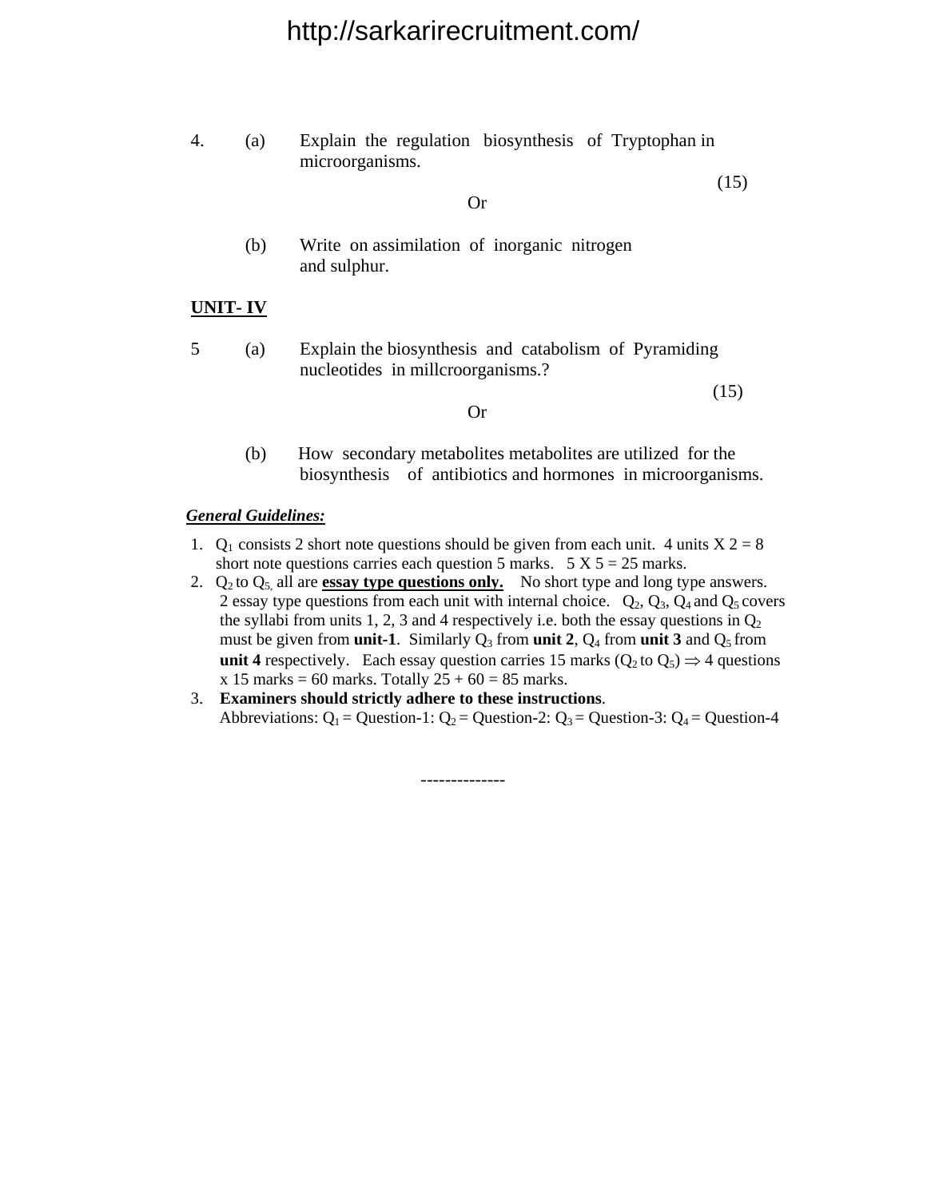4. (a) Explain the regulation biosynthesis of Tryptophan in microorganisms.

(15)

Or

(b) Write on assimilation of inorganic nitrogen and sulphur.

**UNIT- IV**

5 (a) Explain the biosynthesis and catabolism of Pyramiding nucleotides in millcroorganisms.?

(15)

Or

(b) How secondary metabolites metabolites are utilized for the biosynthesis of antibiotics and hormones in microorganisms.

***General Guidelines:***

1. $Q_1$ consists 2 short note questions should be given from each unit. 4 units X 2 = 8 short note questions carries each question 5 marks. 5 X 5 = 25 marks.
2. $Q_2$ to $Q_5$, all are **essay type questions only.** No short type and long type answers. 2 essay type questions from each unit with internal choice. $Q_2$, $Q_3$, $Q_4$ and $Q_5$ covers the syllabi from units 1, 2, 3 and 4 respectively i.e. both the essay questions in $Q_2$ must be given from **unit-1**. Similarly $Q_3$ from **unit 2**, $Q_4$ from **unit 3** and $Q_5$ from **unit 4** respectively. Each essay question carries 15 marks ($Q_2$ to $Q_5$) $\Rightarrow$ 4 questions x 15 marks = 60 marks. Totally 25 + 60 = 85 marks.
3. **Examiners should strictly adhere to these instructions**. Abbreviations: $Q_1$ = Question-1: $Q_2$ = Question-2: $Q_3$ = Question-3: $Q_4$ = Question-4

--------------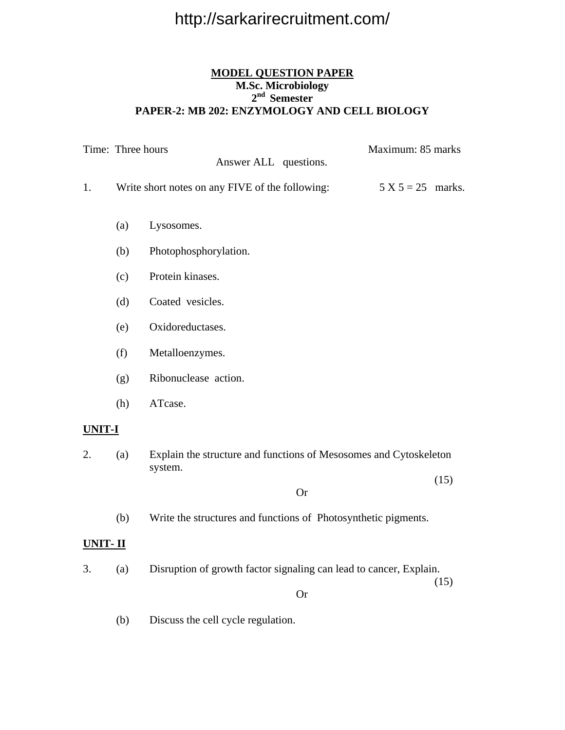**MODEL QUESTION PAPER**

**M.Sc. Microbiology**

**2nd Semester**

**PAPER-2: MB 202: ENZYMOLOGY AND CELL BIOLOGY**

Time: Three hours Maximum: 85 marks

Answer ALL questions.

1. Write short notes on any FIVE of the following: 5 X 5 = 25 marks.

   (a) Lysosomes.

   (b) Photophosphorylation.

   (c) Protein kinases.

   (d) Coated vesicles.

   (e) Oxidoreductases.

   (f) Metalloenzymes.

   (g) Ribonuclease action.

   (h) ATcase.

**UNIT-I**

2. (a) Explain the structure and functions of Mesosomes and Cytoskeleton system. (15)

   Or

   (b) Write the structures and functions of Photosynthetic pigments.

**UNIT- II**

3. (a) Disruption of growth factor signaling can lead to cancer, Explain. (15)

   Or

   (b) Discuss the cell cycle regulation.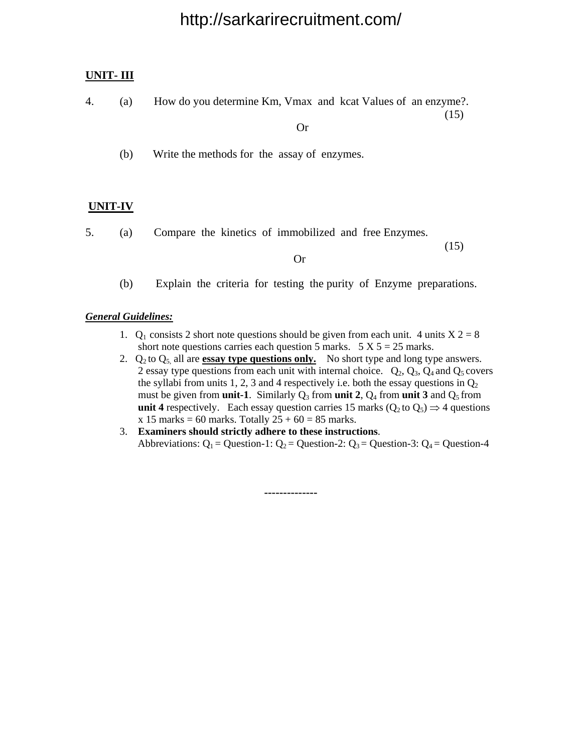**UNIT- III**

4. (a) How do you determine Km, Vmax and kcat Values of an enzyme?. (15)

Or

(b) Write the methods for the assay of enzymes.

**UNIT-IV**

5. (a) Compare the kinetics of immobilized and free Enzymes. (15)

Or

(b) Explain the criteria for testing the purity of Enzyme preparations.

***General Guidelines:***

1. $Q_1$ consists 2 short note questions should be given from each unit. 4 units X 2 = 8 short note questions carries each question 5 marks. 5 X 5 = 25 marks.
2. $Q_2$ to $Q_5$, all are **essay type questions only.** No short type and long type answers. 2 essay type questions from each unit with internal choice. $Q_2$, $Q_3$, $Q_4$ and $Q_5$ covers the syllabi from units 1, 2, 3 and 4 respectively i.e. both the essay questions in $Q_2$ must be given from **unit-1**. Similarly $Q_3$ from **unit 2**, $Q_4$ from **unit 3** and $Q_5$ from **unit 4** respectively. Each essay question carries 15 marks ($Q_2$ to $Q_5$) $\Rightarrow$ 4 questions x 15 marks = 60 marks. Totally 25 + 60 = 85 marks.
3. **Examiners should strictly adhere to these instructions**. Abbreviations: $Q_1$ = Question-1: $Q_2$ = Question-2: $Q_3$ = Question-3: $Q_4$ = Question-4

--------------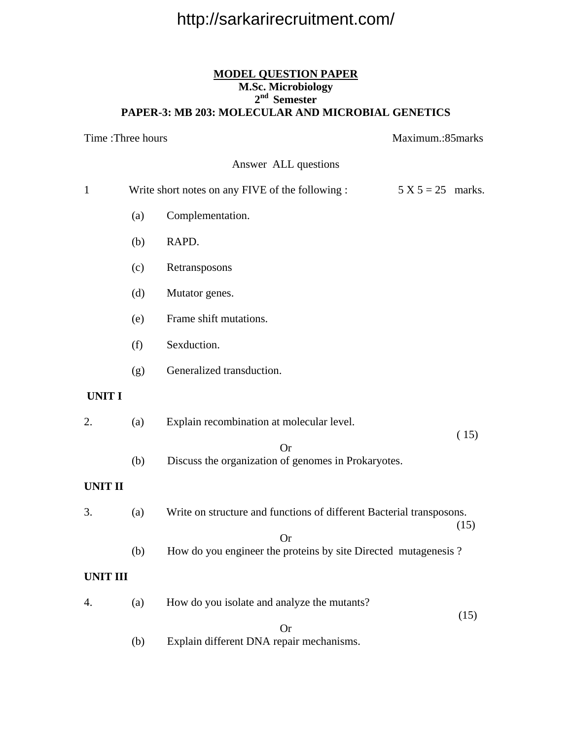**MODEL QUESTION PAPER**

**M.Sc. Microbiology**

**2nd Semester**

**PAPER-3: MB 203: MOLECULAR AND MICROBIAL GENETICS**

Time :Three hours Maximum.:85marks

Answer ALL questions

1 Write short notes on any FIVE of the following : 5 X 5 = 25 marks.

(a) Complementation.

(b) RAPD.

(c) Retransposons

(d) Mutator genes.

(e) Frame shift mutations.

(f) Sexduction.

(g) Generalized transduction.

**UNIT I**

2. (a) Explain recombination at molecular level. ( 15)

Or

(b) Discuss the organization of genomes in Prokaryotes.

**UNIT II**

3. (a) Write on structure and functions of different Bacterial transposons. (15)

Or

(b) How do you engineer the proteins by site Directed mutagenesis ?

**UNIT III**

4. (a) How do you isolate and analyze the mutants? (15)

Or

(b) Explain different DNA repair mechanisms.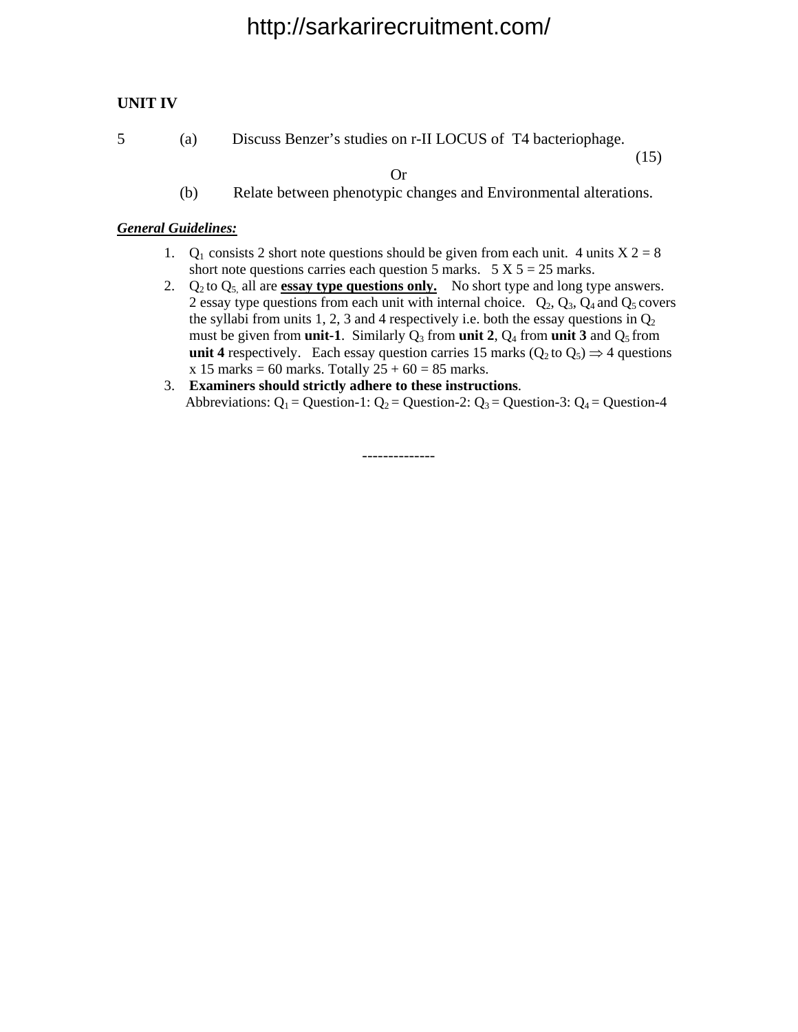**UNIT IV**

5 (a) Discuss Benzer's studies on r-II LOCUS of T4 bacteriophage. (15)

Or

(b) Relate between phenotypic changes and Environmental alterations.

***General Guidelines:***

1. $Q_1$ consists 2 short note questions should be given from each unit. 4 units X 2 = 8 short note questions carries each question 5 marks. 5 X 5 = 25 marks.
2. $Q_2$ to $Q_5$, all are **essay type questions only.** No short type and long type answers. 2 essay type questions from each unit with internal choice. $Q_2$, $Q_3$, $Q_4$ and $Q_5$ covers the syllabi from units 1, 2, 3 and 4 respectively i.e. both the essay questions in $Q_2$ must be given from **unit-1**. Similarly $Q_3$ from **unit 2**, $Q_4$ from **unit 3** and $Q_5$ from **unit 4** respectively. Each essay question carries 15 marks ($Q_2$ to $Q_5$) $\Rightarrow$ 4 questions x 15 marks = 60 marks. Totally 25 + 60 = 85 marks.
3. **Examiners should strictly adhere to these instructions**.

Abbreviations: $Q_1$ = Question-1: $Q_2$ = Question-2: $Q_3$ = Question-3: $Q_4$ = Question-4

--------------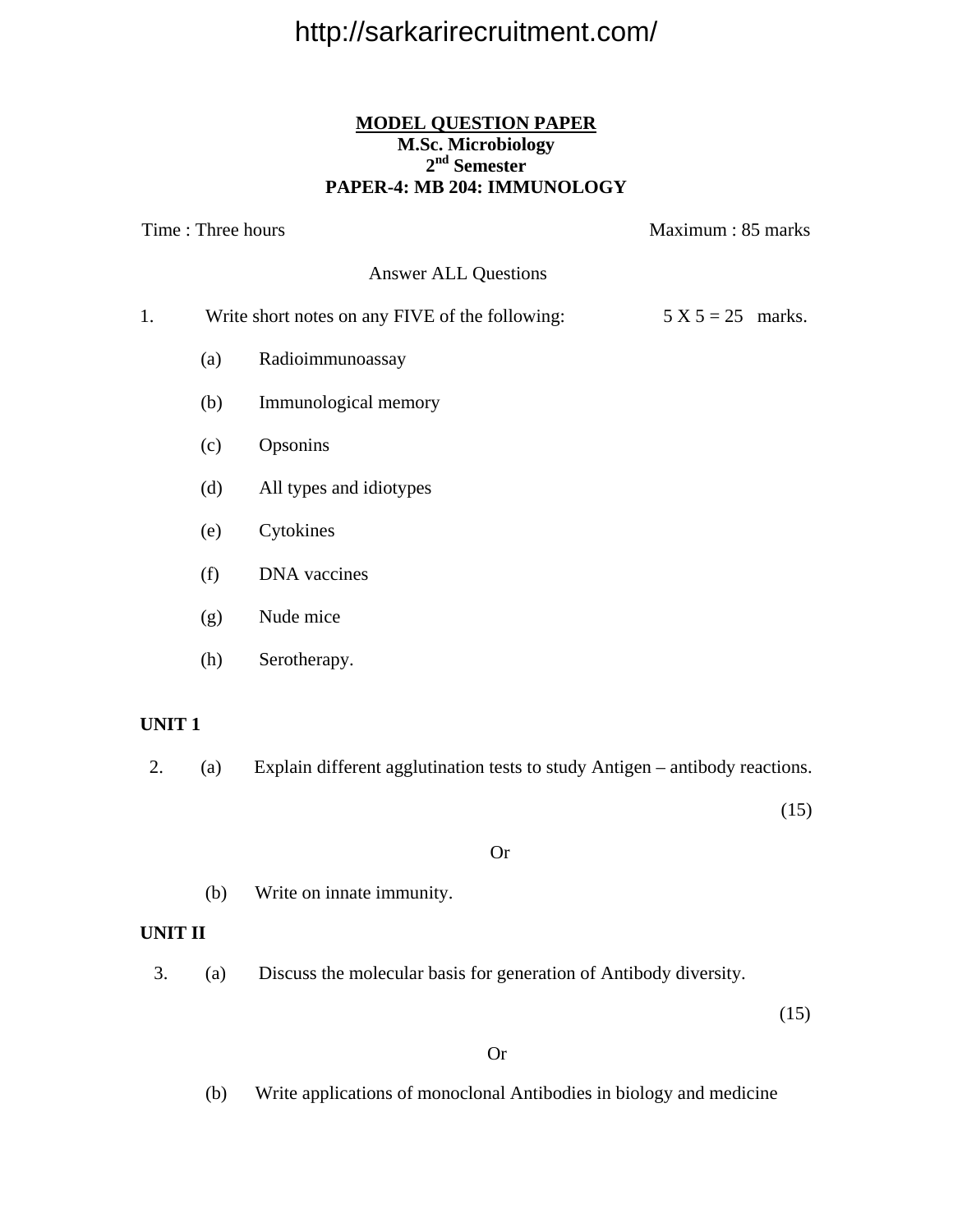http://sarkarirecruitment.com/

**MODEL QUESTION PAPER**
**M.Sc. Microbiology**
**2nd Semester**
**PAPER-4: MB 204: IMMUNOLOGY**

Time : Three hours  Maximum : 85 marks

Answer ALL Questions

1. Write short notes on any FIVE of the following: 5 X 5 = 25 marks.

   (a) Radioimmunoassay

   (b) Immunological memory

   (c) Opsonins

   (d) All types and idiotypes

   (e) Cytokines

   (f) DNA vaccines

   (g) Nude mice

   (h) Serotherapy.

**UNIT 1**

2. (a) Explain different agglutination tests to study Antigen – antibody reactions.

(15)

Or

(b) Write on innate immunity.

**UNIT II**

3. (a) Discuss the molecular basis for generation of Antibody diversity.

(15)

Or

(b) Write applications of monoclonal Antibodies in biology and medicine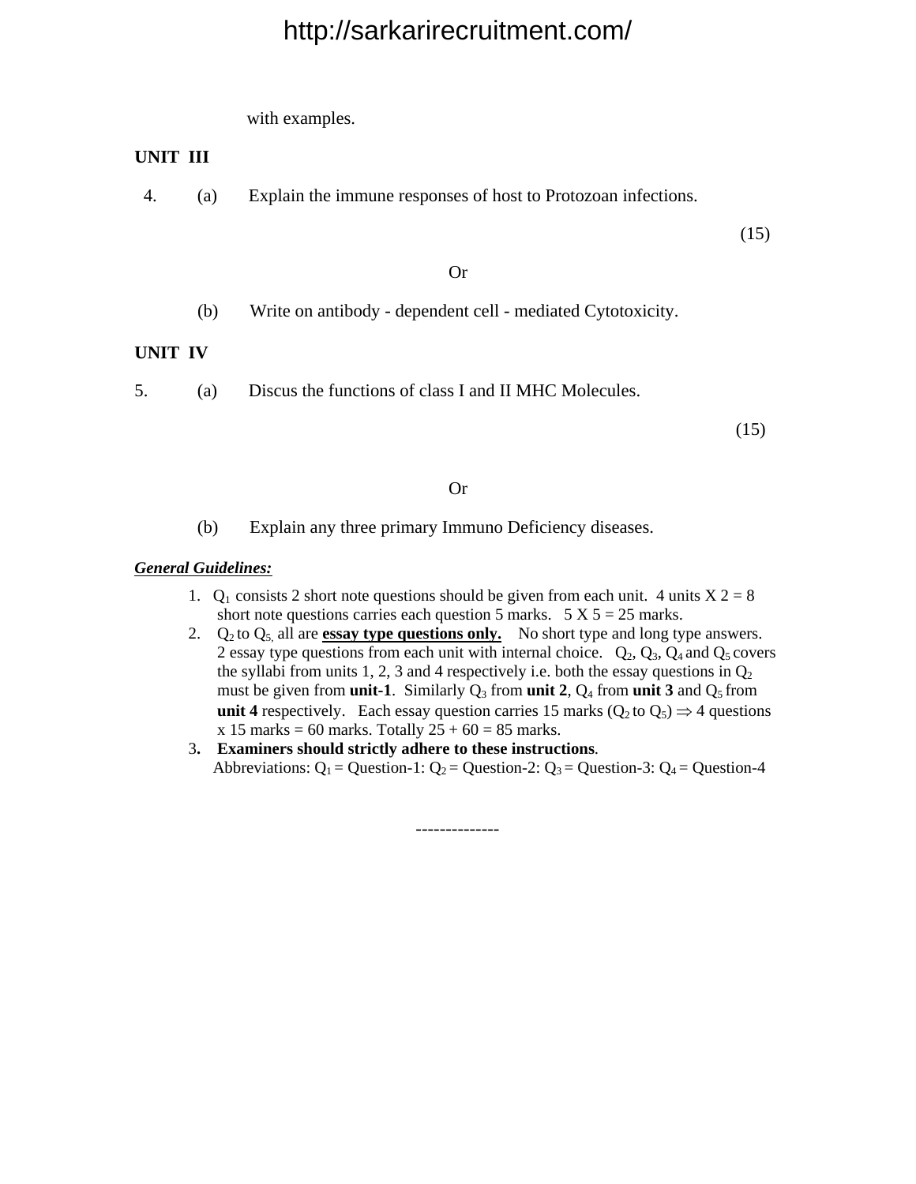with examples.

**UNIT III**

4. (a) Explain the immune responses of host to Protozoan infections.

(15)

Or

(b) Write on antibody - dependent cell - mediated Cytotoxicity.

**UNIT IV**

5. (a) Discus the functions of class I and II MHC Molecules.

(15)

Or

(b) Explain any three primary Immuno Deficiency diseases.

***General Guidelines:***

1. $Q_1$ consists 2 short note questions should be given from each unit. 4 units X 2 = 8 short note questions carries each question 5 marks. 5 X 5 = 25 marks.
2. $Q_2$ to $Q_5$, all are **essay type questions only.** No short type and long type answers. 2 essay type questions from each unit with internal choice. $Q_2$, $Q_3$, $Q_4$ and $Q_5$ covers the syllabi from units 1, 2, 3 and 4 respectively i.e. both the essay questions in $Q_2$ must be given from **unit-1**. Similarly $Q_3$ from **unit 2**, $Q_4$ from **unit 3** and $Q_5$ from **unit 4** respectively. Each essay question carries 15 marks ($Q_2$ to $Q_5$) $\Rightarrow$ 4 questions x 15 marks = 60 marks. Totally 25 + 60 = 85 marks.
3. **Examiners should strictly adhere to these instructions**.

Abbreviations: $Q_1$ = Question-1: $Q_2$ = Question-2: $Q_3$ = Question-3: $Q_4$ = Question-4

--------------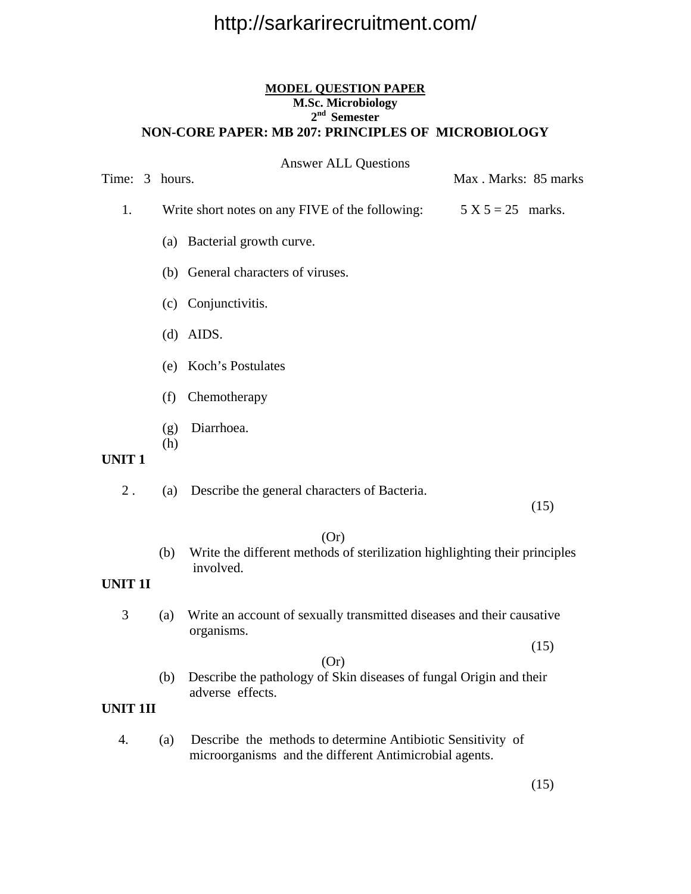**MODEL QUESTION PAPER**

**M.Sc. Microbiology**

**2nd Semester**

**NON-CORE PAPER: MB 207: PRINCIPLES OF MICROBIOLOGY**

Answer ALL Questions

Time: 3 hours. Max . Marks: 85 marks

1. Write short notes on any FIVE of the following: 5 X 5 = 25 marks.

   (a) Bacterial growth curve.

   (b) General characters of viruses.

   (c) Conjunctivitis.

   (d) AIDS.

   (e) Koch's Postulates

   (f) Chemotherapy

   (g) Diarrhoea.

   (h)

**UNIT 1**

2 . (a) Describe the general characters of Bacteria. (15)

(Or)

(b) Write the different methods of sterilization highlighting their principles involved.

**UNIT 1I**

3 (a) Write an account of sexually transmitted diseases and their causative organisms. (15)

(Or)

(b) Describe the pathology of Skin diseases of fungal Origin and their adverse effects.

**UNIT 1II**

4. (a) Describe the methods to determine Antibiotic Sensitivity of microorganisms and the different Antimicrobial agents. (15)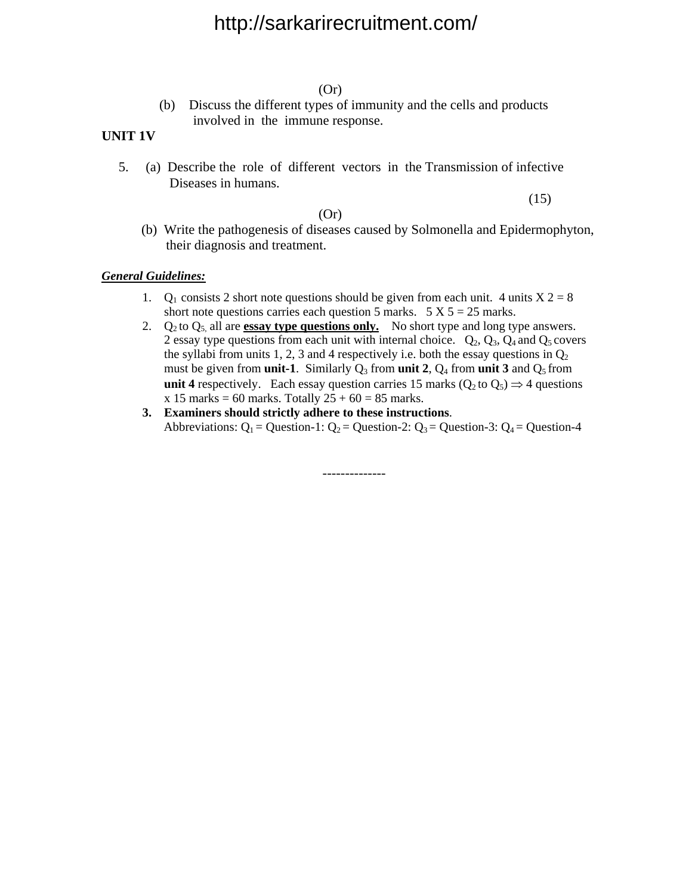(Or)

(b) Discuss the different types of immunity and the cells and products involved in the immune response.

**UNIT 1V**

5. (a) Describe the role of different vectors in the Transmission of infective Diseases in humans.

(15)

(Or)

(b) Write the pathogenesis of diseases caused by Solmonella and Epidermophyton, their diagnosis and treatment.

***General Guidelines:***

1. $Q_1$ consists 2 short note questions should be given from each unit. 4 units X 2 = 8 short note questions carries each question 5 marks. 5 X 5 = 25 marks.
2. $Q_2$ to $Q_5$, all are **<u>essay type questions only.</u>** No short type and long type answers. 2 essay type questions from each unit with internal choice. $Q_2$, $Q_3$, $Q_4$ and $Q_5$ covers the syllabi from units 1, 2, 3 and 4 respectively i.e. both the essay questions in $Q_2$ must be given from **unit-1**. Similarly $Q_3$ from **unit 2**, $Q_4$ from **unit 3** and $Q_5$ from **unit 4** respectively. Each essay question carries 15 marks ($Q_2$ to $Q_5$) $\Rightarrow$ 4 questions x 15 marks = 60 marks. Totally 25 + 60 = 85 marks.
3. **Examiners should strictly adhere to these instructions**.
   Abbreviations: $Q_1$ = Question-1: $Q_2$ = Question-2: $Q_3$ = Question-3: $Q_4$ = Question-4

--------------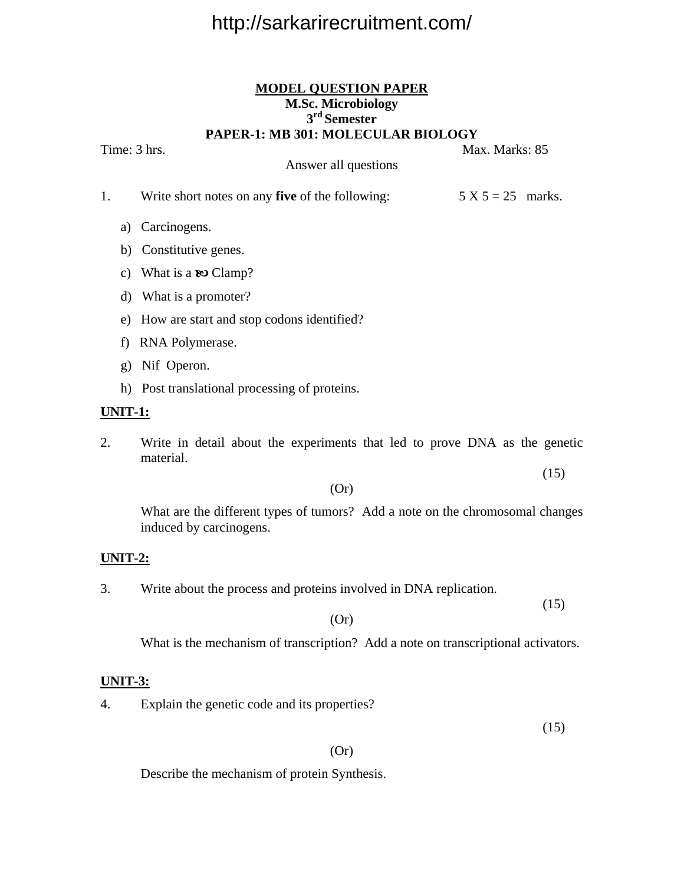# MODEL QUESTION PAPER

## M.Sc. Microbiology

## 3rd Semester

## PAPER-1: MB 301: MOLECULAR BIOLOGY

Time: 3 hrs. Max. Marks: 85

Answer all questions

1. Write short notes on any **five** of the following: 5 X 5 = 25 marks.

   a) Carcinogens.
   b) Constitutive genes.
   c) What is a $\beta$ Clamp?
   d) What is a promoter?
   e) How are start and stop codons identified?
   f) RNA Polymerase.
   g) Nif Operon.
   h) Post translational processing of proteins.

**UNIT-1:**

2. Write in detail about the experiments that led to prove DNA as the genetic material. (15)

   (Or)

   What are the different types of tumors? Add a note on the chromosomal changes induced by carcinogens.

**UNIT-2:**

3. Write about the process and proteins involved in DNA replication. (15)

   (Or)

   What is the mechanism of transcription? Add a note on transcriptional activators.

**UNIT-3:**

4. Explain the genetic code and its properties? (15)

   (Or)

   Describe the mechanism of protein Synthesis.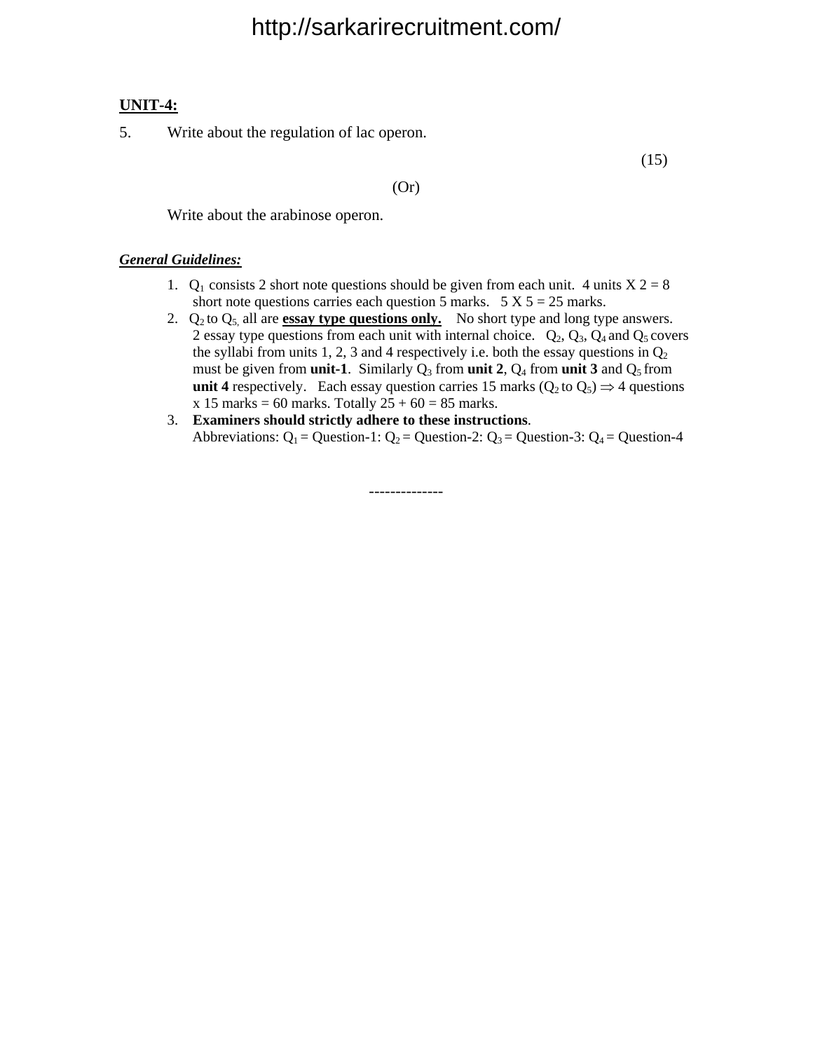**UNIT-4:**

5. Write about the regulation of lac operon.

(15)

(Or)

Write about the arabinose operon.

***General Guidelines:***

1. $Q_1$ consists 2 short note questions should be given from each unit. 4 units X 2 = 8 short note questions carries each question 5 marks. 5 X 5 = 25 marks.
2. $Q_2$ to $Q_5$, all are **essay type questions only.** No short type and long type answers. 2 essay type questions from each unit with internal choice. $Q_2$, $Q_3$, $Q_4$ and $Q_5$ covers the syllabi from units 1, 2, 3 and 4 respectively i.e. both the essay questions in $Q_2$ must be given from **unit-1**. Similarly $Q_3$ from **unit 2**, $Q_4$ from **unit 3** and $Q_5$ from **unit 4** respectively. Each essay question carries 15 marks ($Q_2$ to $Q_5$) $\Rightarrow$ 4 questions x 15 marks = 60 marks. Totally 25 + 60 = 85 marks.
3. **Examiners should strictly adhere to these instructions**.
   Abbreviations: $Q_1$ = Question-1: $Q_2$ = Question-2: $Q_3$ = Question-3: $Q_4$ = Question-4

--------------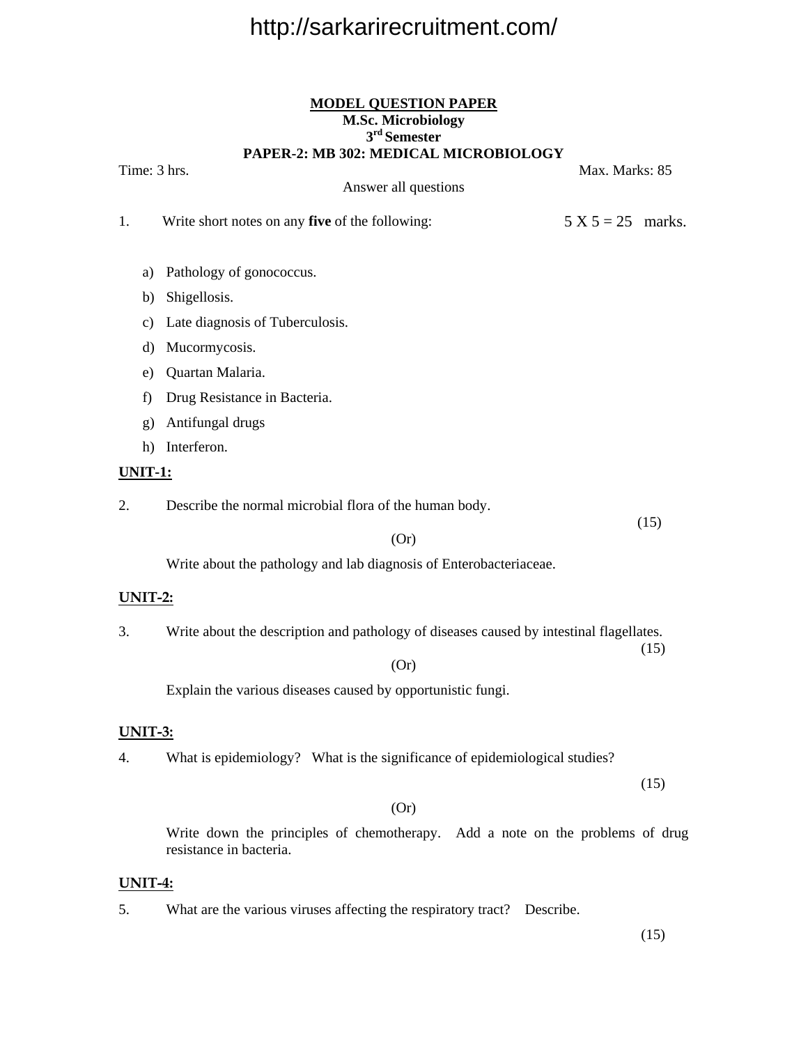**MODEL QUESTION PAPER**
**M.Sc. Microbiology**
**3rd Semester**
**PAPER-2: MB 302: MEDICAL MICROBIOLOGY**

Time: 3 hrs. Max. Marks: 85

Answer all questions

1. Write short notes on any **five** of the following: 5 X 5 = 25 marks.

   a) Pathology of gonococcus.
   b) Shigellosis.
   c) Late diagnosis of Tuberculosis.
   d) Mucormycosis.
   e) Quartan Malaria.
   f) Drug Resistance in Bacteria.
   g) Antifungal drugs
   h) Interferon.

**UNIT-1:**

2. Describe the normal microbial flora of the human body. (15)

(Or)

Write about the pathology and lab diagnosis of Enterobacteriaceae.

**UNIT-2:**

3. Write about the description and pathology of diseases caused by intestinal flagellates. (15)

(Or)

Explain the various diseases caused by opportunistic fungi.

**UNIT-3:**

4. What is epidemiology? What is the significance of epidemiological studies? (15)

(Or)

Write down the principles of chemotherapy. Add a note on the problems of drug resistance in bacteria.

**UNIT-4:**

5. What are the various viruses affecting the respiratory tract? Describe. (15)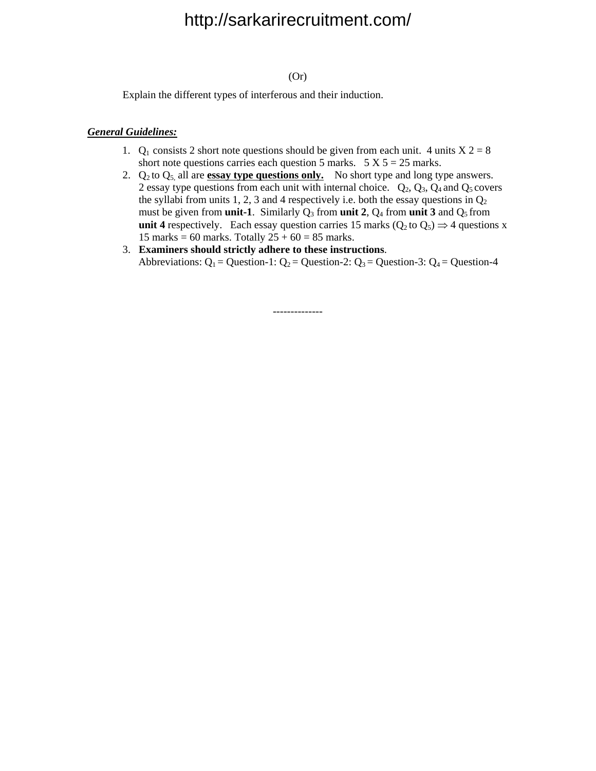(Or)

Explain the different types of interferous and their induction.

***General Guidelines:***

1. $Q_1$ consists 2 short note questions should be given from each unit. 4 units X 2 = 8 short note questions carries each question 5 marks. 5 X 5 = 25 marks.
2. $Q_2$ to $Q_5$, all are **essay type questions only.** No short type and long type answers. 2 essay type questions from each unit with internal choice. $Q_2$, $Q_3$, $Q_4$ and $Q_5$ covers the syllabi from units 1, 2, 3 and 4 respectively i.e. both the essay questions in $Q_2$ must be given from **unit-1**. Similarly $Q_3$ from **unit 2**, $Q_4$ from **unit 3** and $Q_5$ from **unit 4** respectively. Each essay question carries 15 marks ($Q_2$ to $Q_5$) $\Rightarrow$ 4 questions x 15 marks = 60 marks. Totally 25 + 60 = 85 marks.
3. **Examiners should strictly adhere to these instructions**.
   Abbreviations: $Q_1$ = Question-1: $Q_2$ = Question-2: $Q_3$ = Question-3: $Q_4$ = Question-4

--------------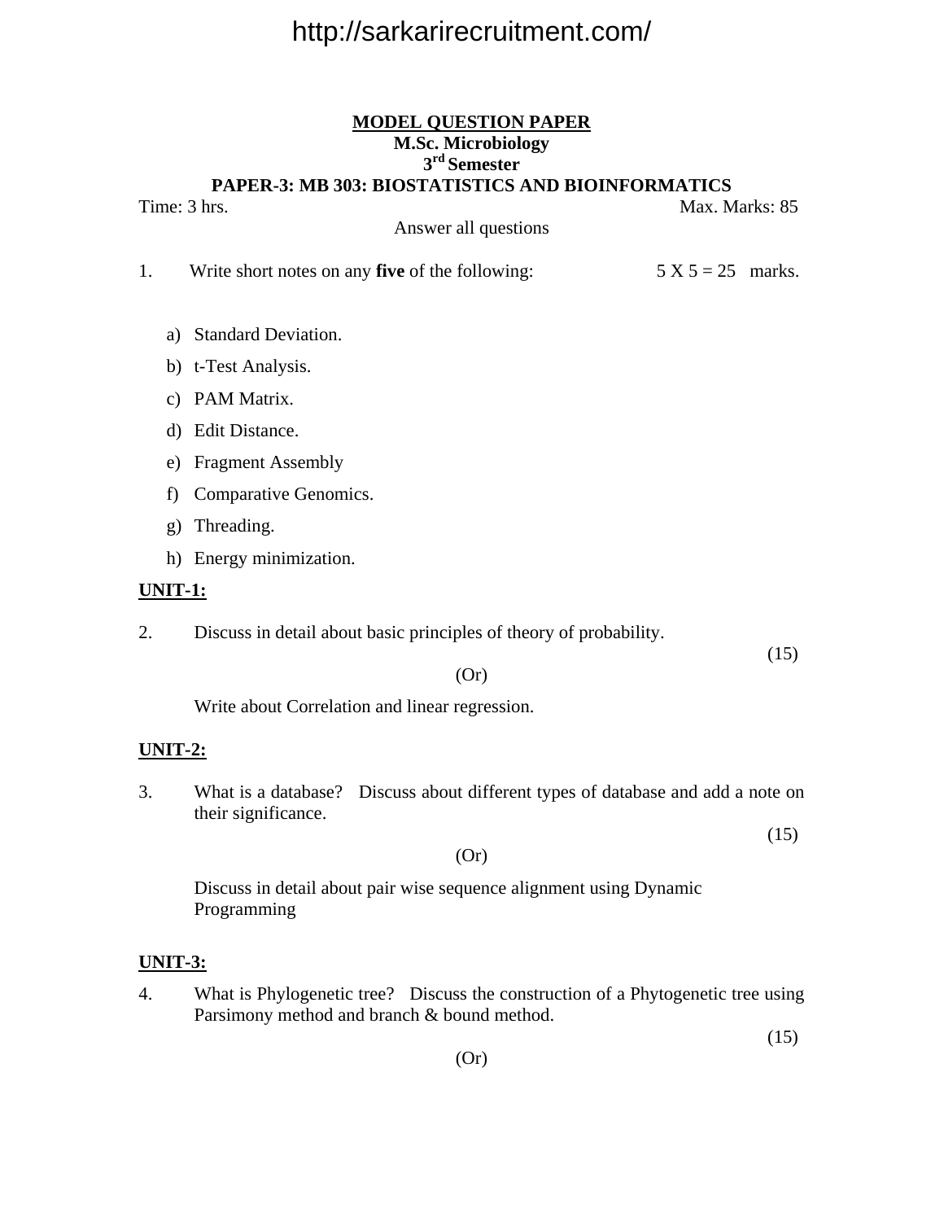**MODEL QUESTION PAPER**

**M.Sc. Microbiology**

**3rd Semester**

**PAPER-3: MB 303: BIOSTATISTICS AND BIOINFORMATICS**

Time: 3 hrs. Max. Marks: 85

Answer all questions

1. Write short notes on any **five** of the following: 5 X 5 = 25 marks.

   a) Standard Deviation.
   b) t-Test Analysis.
   c) PAM Matrix.
   d) Edit Distance.
   e) Fragment Assembly
   f) Comparative Genomics.
   g) Threading.
   h) Energy minimization.

**UNIT-1:**

2. Discuss in detail about basic principles of theory of probability. (15)

   (Or)

   Write about Correlation and linear regression.

**UNIT-2:**

3. What is a database? Discuss about different types of database and add a note on their significance. (15)

   (Or)

   Discuss in detail about pair wise sequence alignment using Dynamic Programming

**UNIT-3:**

4. What is Phylogenetic tree? Discuss the construction of a Phytogenetic tree using Parsimony method and branch & bound method. (15)

   (Or)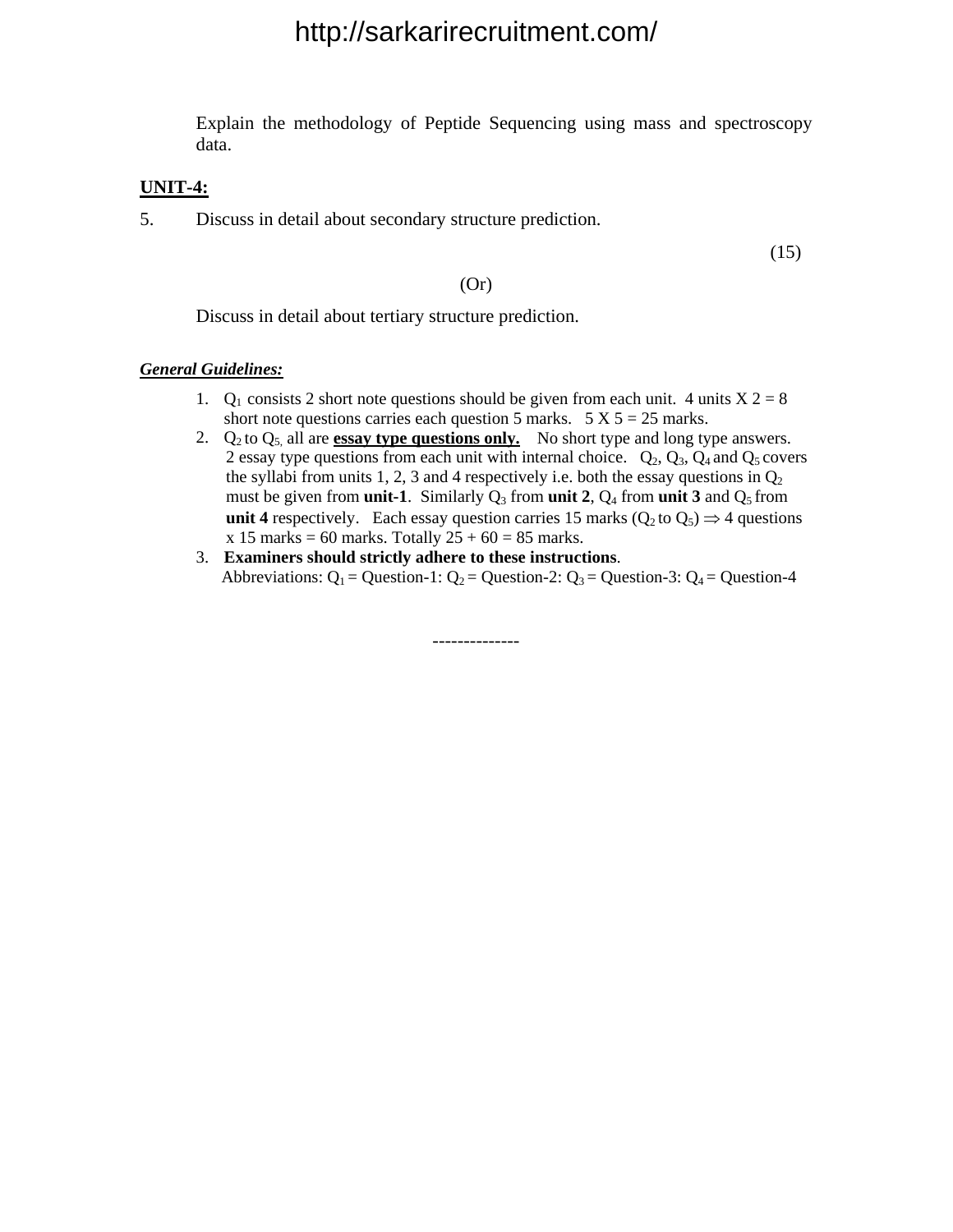Explain the methodology of Peptide Sequencing using mass and spectroscopy data.

**UNIT-4:**

5. Discuss in detail about secondary structure prediction.

(15)

(Or)

Discuss in detail about tertiary structure prediction.

***General Guidelines:***

1. $Q_1$ consists 2 short note questions should be given from each unit. 4 units X 2 = 8 short note questions carries each question 5 marks. 5 X 5 = 25 marks.
2. $Q_2$ to $Q_5$, all are **essay type questions only.** No short type and long type answers. 2 essay type questions from each unit with internal choice. $Q_2$, $Q_3$, $Q_4$ and $Q_5$ covers the syllabi from units 1, 2, 3 and 4 respectively i.e. both the essay questions in $Q_2$ must be given from **unit-1**. Similarly $Q_3$ from **unit 2**, $Q_4$ from **unit 3** and $Q_5$ from **unit 4** respectively. Each essay question carries 15 marks ($Q_2$ to $Q_5$) $\Rightarrow$ 4 questions x 15 marks = 60 marks. Totally 25 + 60 = 85 marks.
3. **Examiners should strictly adhere to these instructions**.
   Abbreviations: $Q_1$ = Question-1: $Q_2$ = Question-2: $Q_3$ = Question-3: $Q_4$ = Question-4

--------------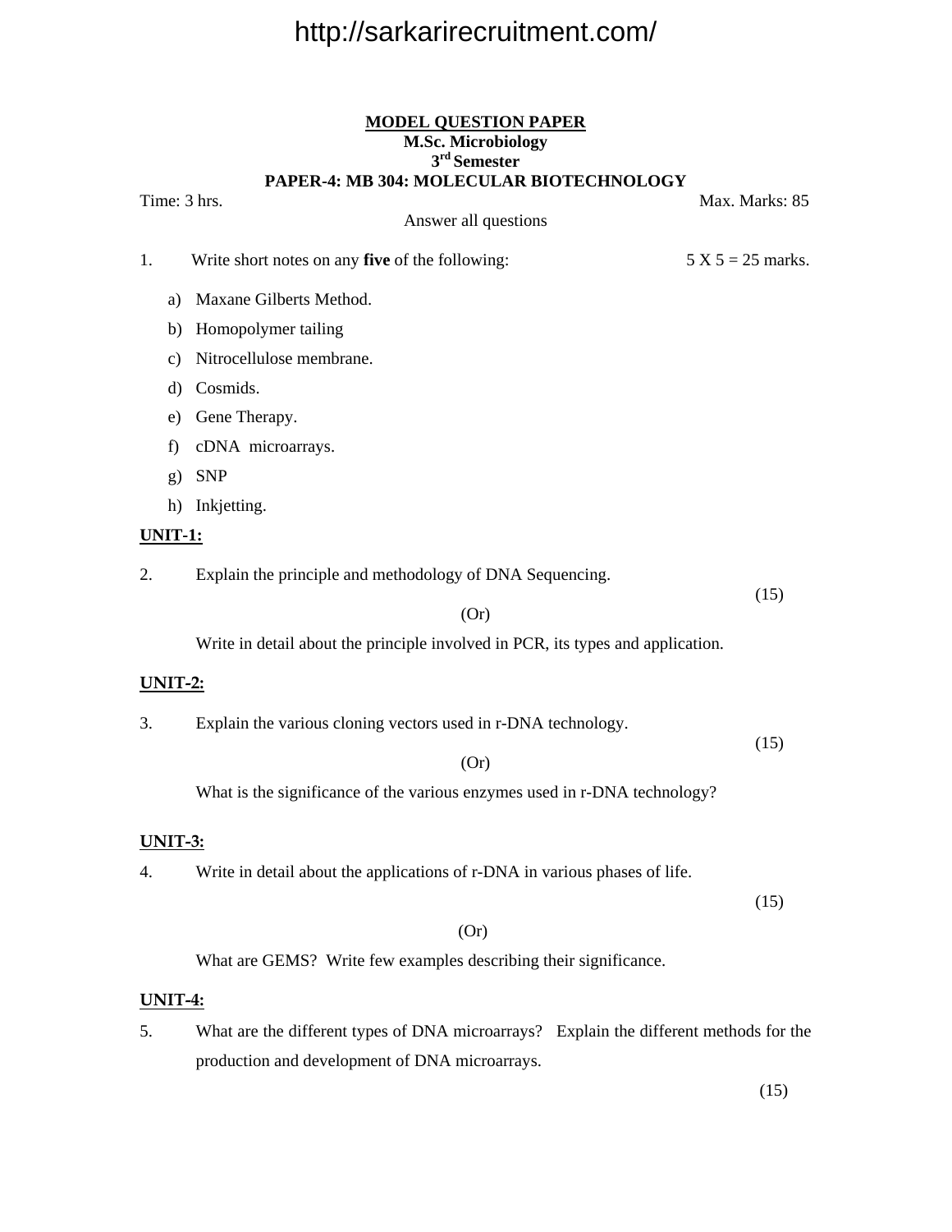**MODEL QUESTION PAPER**

**M.Sc. Microbiology**

**3rd Semester**

**PAPER-4: MB 304: MOLECULAR BIOTECHNOLOGY**

Time: 3 hrs. Max. Marks: 85

Answer all questions

1. Write short notes on any **five** of the following: 5 X 5 = 25 marks.

   a) Maxane Gilberts Method.
   b) Homopolymer tailing
   c) Nitrocellulose membrane.
   d) Cosmids.
   e) Gene Therapy.
   f) cDNA microarrays.
   g) SNP
   h) Inkjetting.

**UNIT-1:**

2. Explain the principle and methodology of DNA Sequencing. (15)

   (Or)

   Write in detail about the principle involved in PCR, its types and application.

**UNIT-2:**

3. Explain the various cloning vectors used in r-DNA technology. (15)

   (Or)

   What is the significance of the various enzymes used in r-DNA technology?

**UNIT-3:**

4. Write in detail about the applications of r-DNA in various phases of life. (15)

   (Or)

   What are GEMS? Write few examples describing their significance.

**UNIT-4:**

5. What are the different types of DNA microarrays? Explain the different methods for the production and development of DNA microarrays. (15)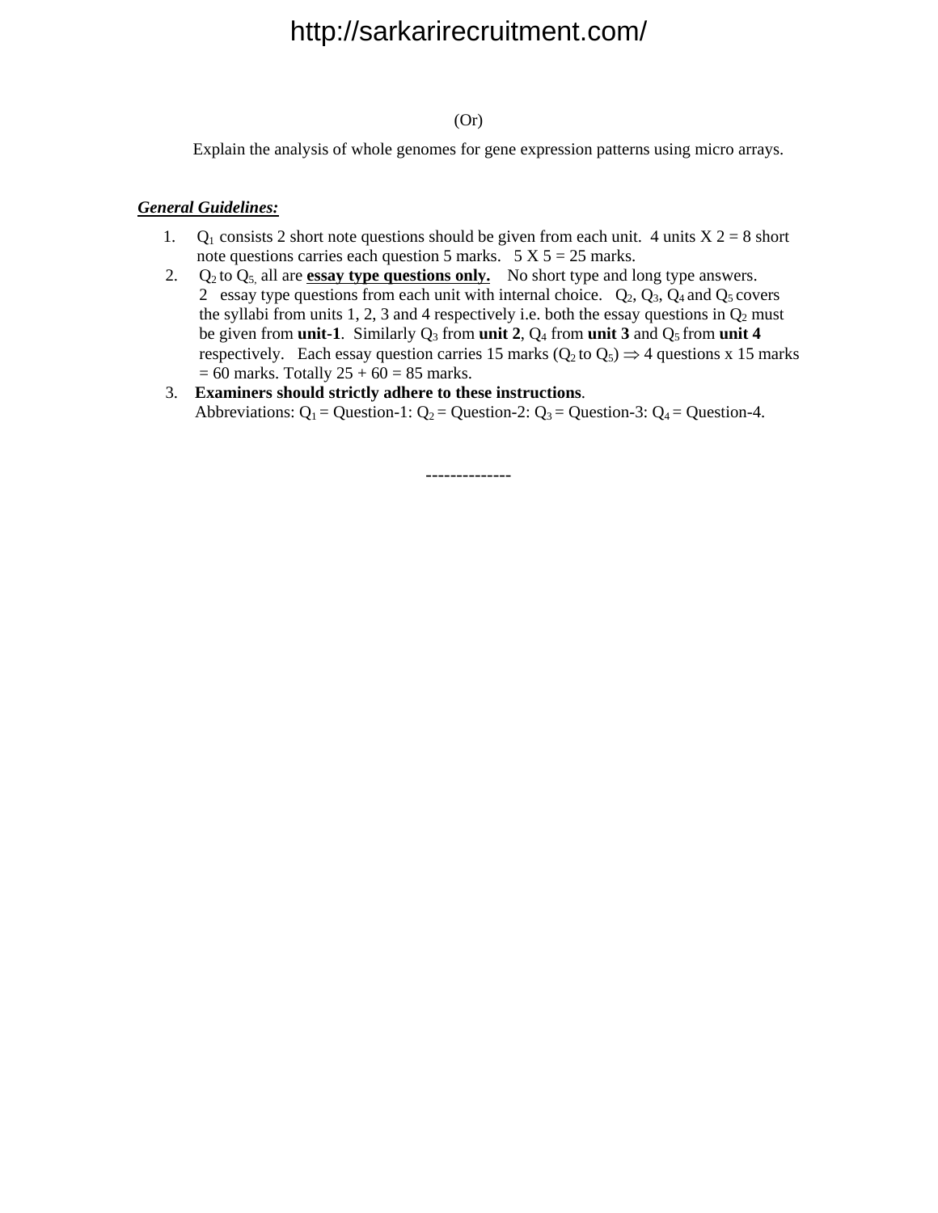(Or)

Explain the analysis of whole genomes for gene expression patterns using micro arrays.

***General Guidelines:***

1. $Q_1$ consists 2 short note questions should be given from each unit. 4 units X 2 = 8 short note questions carries each question 5 marks. 5 X 5 = 25 marks.
2. $Q_2$ to $Q_5$, all are **essay type questions only.** No short type and long type answers. 2 essay type questions from each unit with internal choice. $Q_2$, $Q_3$, $Q_4$ and $Q_5$ covers the syllabi from units 1, 2, 3 and 4 respectively i.e. both the essay questions in $Q_2$ must be given from **unit-1**. Similarly $Q_3$ from **unit 2**, $Q_4$ from **unit 3** and $Q_5$ from **unit 4** respectively. Each essay question carries 15 marks ($Q_2$ to $Q_5$) $\Rightarrow$ 4 questions x 15 marks = 60 marks. Totally 25 + 60 = 85 marks.
3. **Examiners should strictly adhere to these instructions**.

   Abbreviations: $Q_1$ = Question-1: $Q_2$ = Question-2: $Q_3$ = Question-3: $Q_4$ = Question-4.

--------------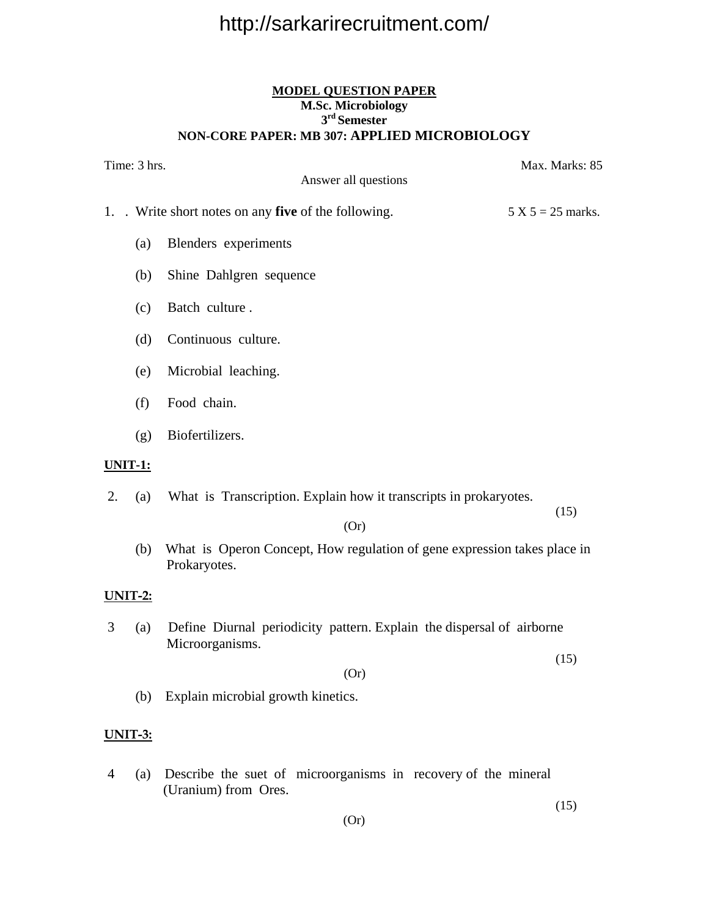http://sarkarirecruitment.com/

**MODEL QUESTION PAPER**
**M.Sc. Microbiology**
**3rd Semester**
**NON-CORE PAPER: MB 307: APPLIED MICROBIOLOGY**

Time: 3 hrs. Max. Marks: 85

Answer all questions

1. . Write short notes on any **five** of the following. 5 X 5 = 25 marks.

   (a) Blenders experiments

   (b) Shine Dahlgren sequence

   (c) Batch culture .

   (d) Continuous culture.

   (e) Microbial leaching.

   (f) Food chain.

   (g) Biofertilizers.

**UNIT-1:**

2. (a) What is Transcription. Explain how it transcripts in prokaryotes. (15)

   (Or)

   (b) What is Operon Concept, How regulation of gene expression takes place in Prokaryotes.

**UNIT-2:**

3 (a) Define Diurnal periodicity pattern. Explain the dispersal of airborne Microorganisms. (15)

   (Or)

   (b) Explain microbial growth kinetics.

**UNIT-3:**

4 (a) Describe the suet of microorganisms in recovery of the mineral (Uranium) from Ores. (15)

   (Or)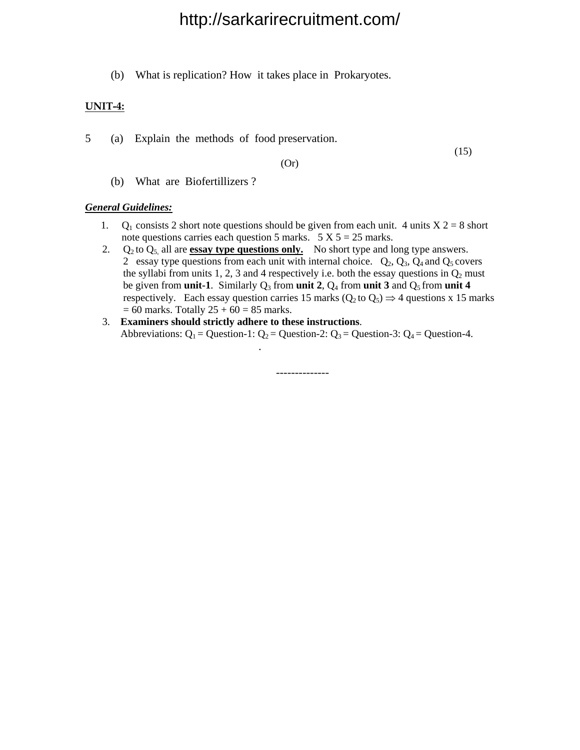(b) What is replication? How it takes place in Prokaryotes.

**UNIT-4:**

5 (a) Explain the methods of food preservation. (15)

(Or)

(b) What are Biofertillizers ?

***General Guidelines:***

1. $Q_1$ consists 2 short note questions should be given from each unit. 4 units X 2 = 8 short note questions carries each question 5 marks. 5 X 5 = 25 marks.
2. $Q_2$ to $Q_5$, all are **essay type questions only.** No short type and long type answers. 2 essay type questions from each unit with internal choice. $Q_2$, $Q_3$, $Q_4$ and $Q_5$ covers the syllabi from units 1, 2, 3 and 4 respectively i.e. both the essay questions in $Q_2$ must be given from **unit-1**. Similarly $Q_3$ from **unit 2**, $Q_4$ from **unit 3** and $Q_5$ from **unit 4** respectively. Each essay question carries 15 marks ($Q_2$ to $Q_5$) $\Rightarrow$ 4 questions x 15 marks = 60 marks. Totally 25 + 60 = 85 marks.
3. **Examiners should strictly adhere to these instructions**.

   Abbreviations: $Q_1$ = Question-1: $Q_2$ = Question-2: $Q_3$ = Question-3: $Q_4$ = Question-4.

--------------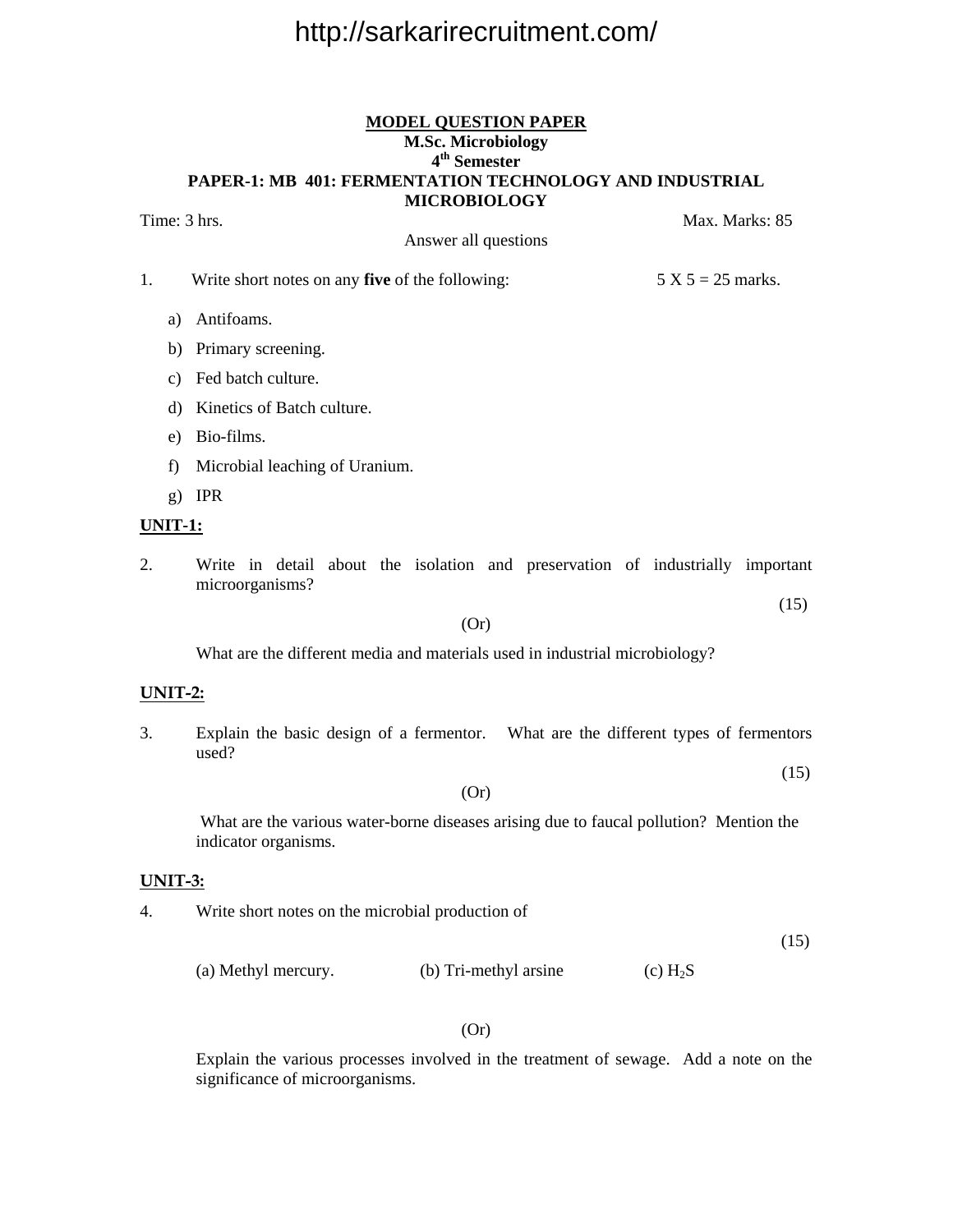**MODEL QUESTION PAPER**

**M.Sc. Microbiology**

**4th Semester**

**PAPER-1: MB 401: FERMENTATION TECHNOLOGY AND INDUSTRIAL MICROBIOLOGY**

Time: 3 hrs. Max. Marks: 85

Answer all questions

1. Write short notes on any **five** of the following: 5 X 5 = 25 marks.

   a) Antifoams.
   b) Primary screening.
   c) Fed batch culture.
   d) Kinetics of Batch culture.
   e) Bio-films.
   f) Microbial leaching of Uranium.
   g) IPR

**UNIT-1:**

2. Write in detail about the isolation and preservation of industrially important microorganisms? (15)

   (Or)

   What are the different media and materials used in industrial microbiology?

**UNIT-2:**

3. Explain the basic design of a fermentor. What are the different types of fermentors used? (15)

   (Or)

   What are the various water-borne diseases arising due to faucal pollution? Mention the indicator organisms.

**UNIT-3:**

4. Write short notes on the microbial production of (15)

   (a) Methyl mercury. (b) Tri-methyl arsine (c) $H_2S$

   (Or)

   Explain the various processes involved in the treatment of sewage. Add a note on the significance of microorganisms.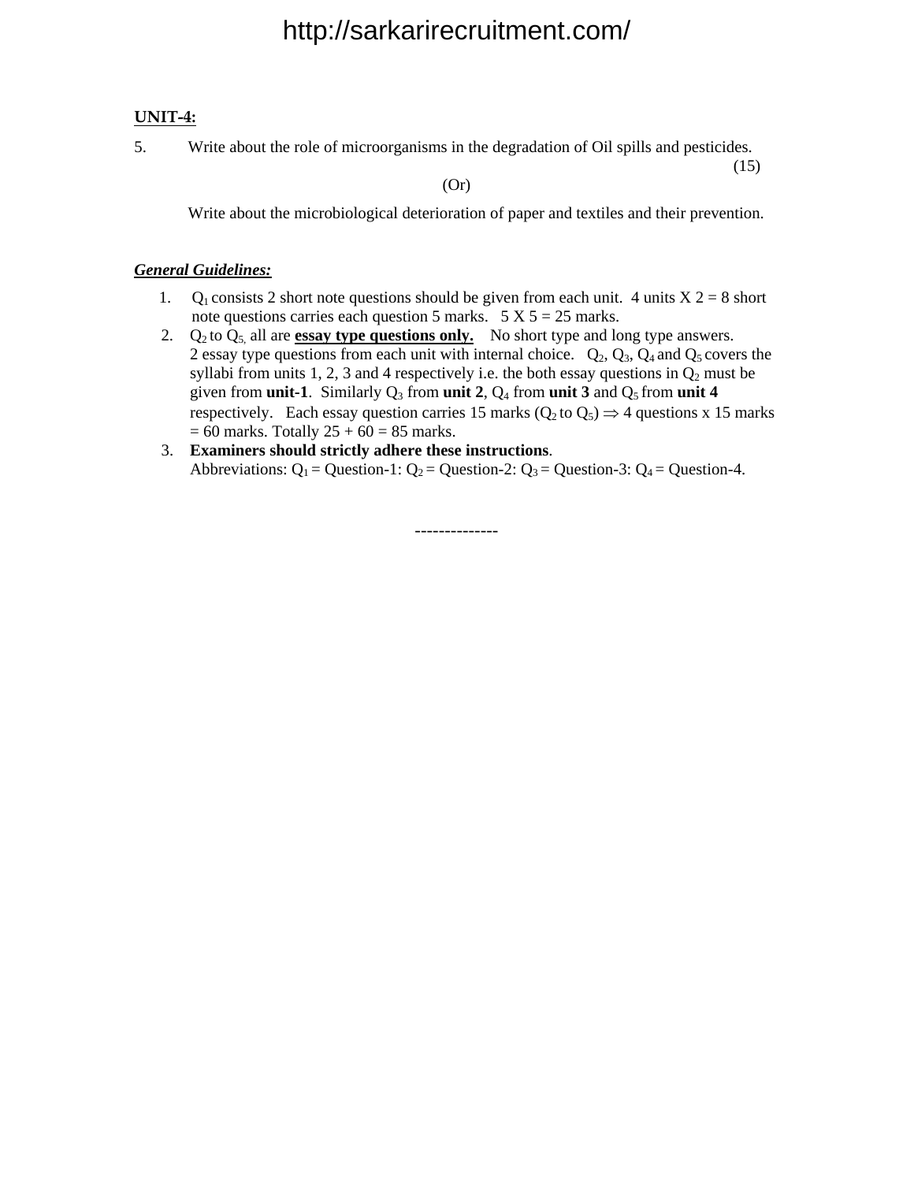**UNIT-4:**

5. Write about the role of microorganisms in the degradation of Oil spills and pesticides. (15)

(Or)

Write about the microbiological deterioration of paper and textiles and their prevention.

***General Guidelines:***

1. $Q_1$ consists 2 short note questions should be given from each unit. 4 units X 2 = 8 short note questions carries each question 5 marks. 5 X 5 = 25 marks.
2. $Q_2$ to $Q_5$, all are **essay type questions only.** No short type and long type answers. 2 essay type questions from each unit with internal choice. $Q_2$, $Q_3$, $Q_4$ and $Q_5$ covers the syllabi from units 1, 2, 3 and 4 respectively i.e. the both essay questions in $Q_2$ must be given from **unit-1**. Similarly $Q_3$ from **unit 2**, $Q_4$ from **unit 3** and $Q_5$ from **unit 4** respectively. Each essay question carries 15 marks ($Q_2$ to $Q_5$) $\Rightarrow$ 4 questions x 15 marks = 60 marks. Totally 25 + 60 = 85 marks.
3. **Examiners should strictly adhere these instructions**.
   Abbreviations: $Q_1$ = Question-1: $Q_2$ = Question-2: $Q_3$ = Question-3: $Q_4$ = Question-4.

--------------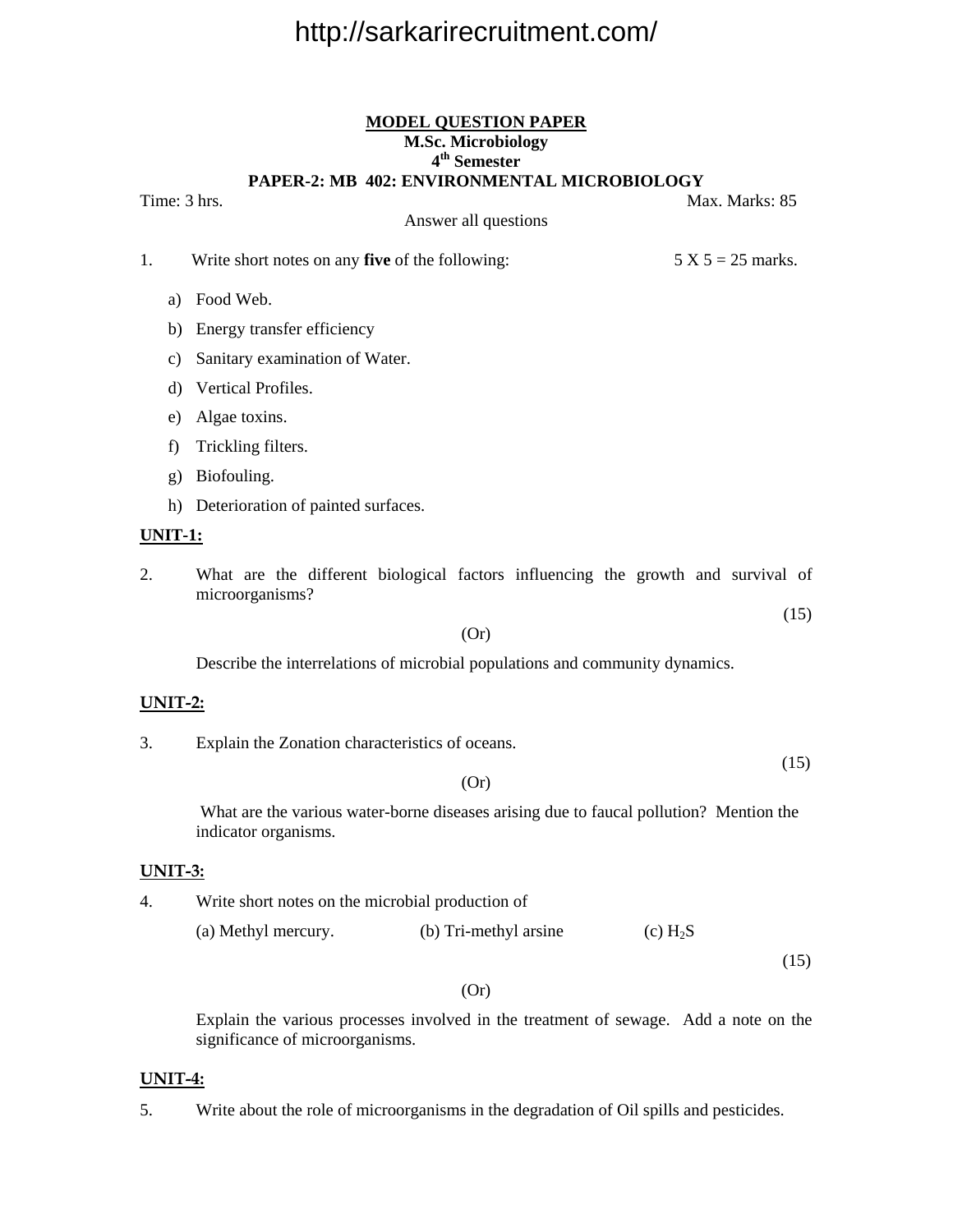**MODEL QUESTION PAPER**

**M.Sc. Microbiology**

**4th Semester**

**PAPER-2: MB 402: ENVIRONMENTAL MICROBIOLOGY**

Time: 3 hrs. Max. Marks: 85

Answer all questions

1. Write short notes on any **five** of the following: 5 X 5 = 25 marks.

   a) Food Web.
   b) Energy transfer efficiency
   c) Sanitary examination of Water.
   d) Vertical Profiles.
   e) Algae toxins.
   f) Trickling filters.
   g) Biofouling.
   h) Deterioration of painted surfaces.

**UNIT-1:**

2. What are the different biological factors influencing the growth and survival of microorganisms? (15)

(Or)

Describe the interrelations of microbial populations and community dynamics.

**UNIT-2:**

3. Explain the Zonation characteristics of oceans. (15)

(Or)

What are the various water-borne diseases arising due to faucal pollution? Mention the indicator organisms.

**UNIT-3:**

4. Write short notes on the microbial production of

   (a) Methyl mercury. (b) Tri-methyl arsine (c) $H_2S$

(15)

(Or)

Explain the various processes involved in the treatment of sewage. Add a note on the significance of microorganisms.

**UNIT-4:**

5. Write about the role of microorganisms in the degradation of Oil spills and pesticides.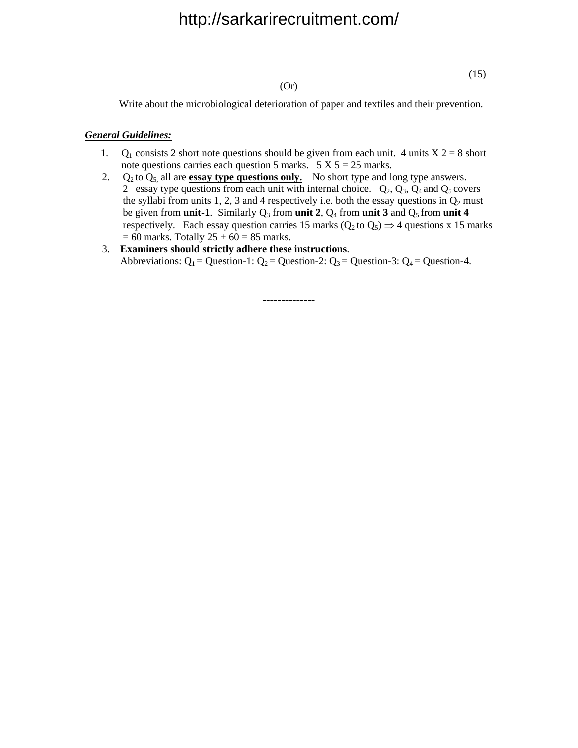(15)

(Or)

Write about the microbiological deterioration of paper and textiles and their prevention.

***General Guidelines:***

1. $Q_1$ consists 2 short note questions should be given from each unit. 4 units X 2 = 8 short note questions carries each question 5 marks. 5 X 5 = 25 marks.
2. $Q_2$ to $Q_5$, all are **essay type questions only.** No short type and long type answers. 2 essay type questions from each unit with internal choice. $Q_2$, $Q_3$, $Q_4$ and $Q_5$ covers the syllabi from units 1, 2, 3 and 4 respectively i.e. both the essay questions in $Q_2$ must be given from **unit-1**. Similarly $Q_3$ from **unit 2**, $Q_4$ from **unit 3** and $Q_5$ from **unit 4** respectively. Each essay question carries 15 marks ($Q_2$ to $Q_5$) $\Rightarrow$ 4 questions x 15 marks = 60 marks. Totally 25 + 60 = 85 marks.
3. **Examiners should strictly adhere these instructions**.
   Abbreviations: $Q_1$ = Question-1: $Q_2$ = Question-2: $Q_3$ = Question-3: $Q_4$ = Question-4.

--------------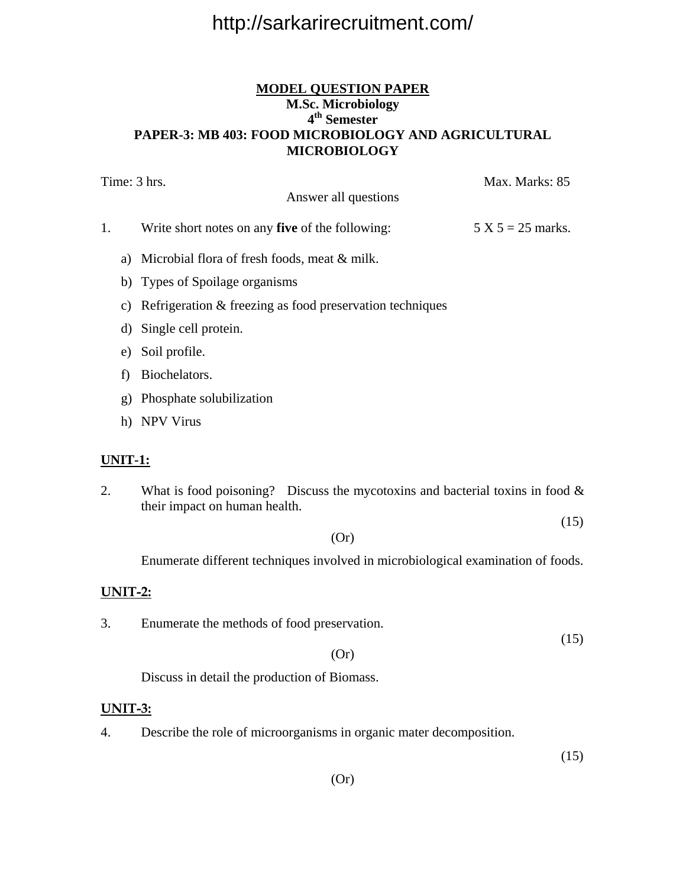**MODEL QUESTION PAPER**

**M.Sc. Microbiology**

**4th Semester**

**PAPER-3: MB 403: FOOD MICROBIOLOGY AND AGRICULTURAL MICROBIOLOGY**

Time: 3 hrs. Max. Marks: 85

Answer all questions

1. Write short notes on any **five** of the following: 5 X 5 = 25 marks.

   a) Microbial flora of fresh foods, meat & milk.
   b) Types of Spoilage organisms
   c) Refrigeration & freezing as food preservation techniques
   d) Single cell protein.
   e) Soil profile.
   f) Biochelators.
   g) Phosphate solubilization
   h) NPV Virus

**UNIT-1:**

2. What is food poisoning? Discuss the mycotoxins and bacterial toxins in food & their impact on human health. (15)

   (Or)

   Enumerate different techniques involved in microbiological examination of foods.

**UNIT-2:**

3. Enumerate the methods of food preservation. (15)

   (Or)

   Discuss in detail the production of Biomass.

**UNIT-3:**

4. Describe the role of microorganisms in organic mater decomposition. (15)

   (Or)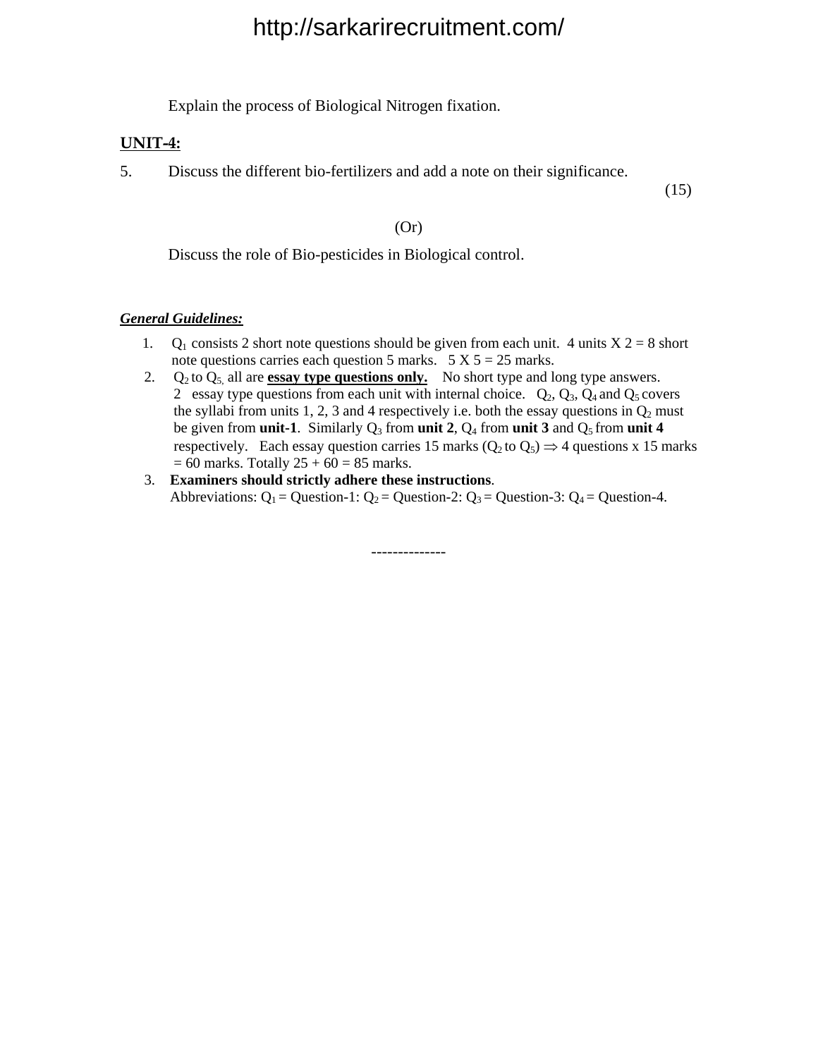Explain the process of Biological Nitrogen fixation.

**UNIT-4:**

5. Discuss the different bio-fertilizers and add a note on their significance. (15)

(Or)

Discuss the role of Bio-pesticides in Biological control.

***General Guidelines:***

1. $Q_1$ consists 2 short note questions should be given from each unit. 4 units X 2 = 8 short note questions carries each question 5 marks. 5 X 5 = 25 marks.
2. $Q_2$ to $Q_5$, all are **essay type questions only.** No short type and long type answers. 2 essay type questions from each unit with internal choice. $Q_2$, $Q_3$, $Q_4$ and $Q_5$ covers the syllabi from units 1, 2, 3 and 4 respectively i.e. both the essay questions in $Q_2$ must be given from **unit-1**. Similarly $Q_3$ from **unit 2**, $Q_4$ from **unit 3** and $Q_5$ from **unit 4** respectively. Each essay question carries 15 marks ($Q_2$ to $Q_5$) $\Rightarrow$ 4 questions x 15 marks = 60 marks. Totally 25 + 60 = 85 marks.
3. **Examiners should strictly adhere these instructions**.
   Abbreviations: $Q_1$ = Question-1: $Q_2$ = Question-2: $Q_3$ = Question-3: $Q_4$ = Question-4.

--------------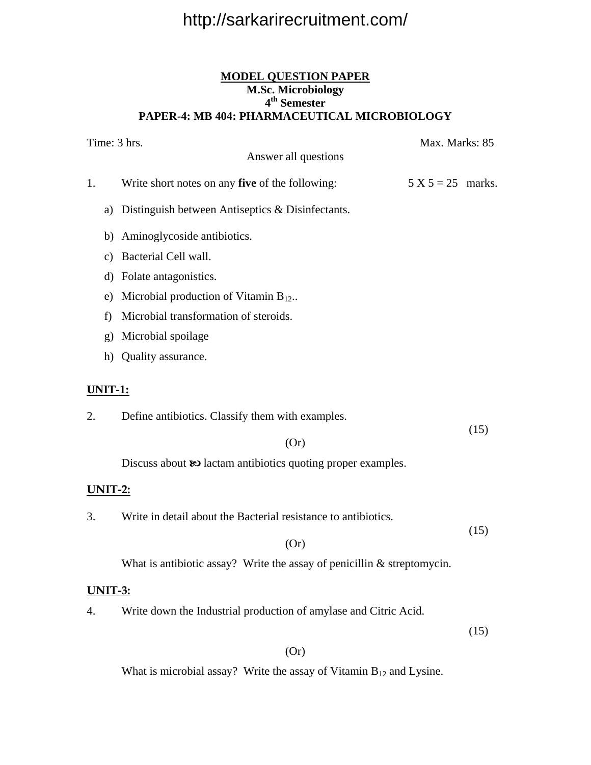**MODEL QUESTION PAPER**
**M.Sc. Microbiology**
**4th Semester**
**PAPER-4: MB 404: PHARMACEUTICAL MICROBIOLOGY**

Time: 3 hrs. Max. Marks: 85

Answer all questions

1. Write short notes on any **five** of the following: 5 X 5 = 25 marks.

   a) Distinguish between Antiseptics & Disinfectants.
   b) Aminoglycoside antibiotics.
   c) Bacterial Cell wall.
   d) Folate antagonistics.
   e) Microbial production of Vitamin $B_{12}$..
   f) Microbial transformation of steroids.
   g) Microbial spoilage
   h) Quality assurance.

**UNIT-1:**

2. Define antibiotics. Classify them with examples. (15)

   (Or)

   Discuss about $\beta$ lactam antibiotics quoting proper examples.

**UNIT-2:**

3. Write in detail about the Bacterial resistance to antibiotics. (15)

   (Or)

   What is antibiotic assay? Write the assay of penicillin & streptomycin.

**UNIT-3:**

4. Write down the Industrial production of amylase and Citric Acid. (15)

   (Or)

   What is microbial assay? Write the assay of Vitamin $B_{12}$ and Lysine.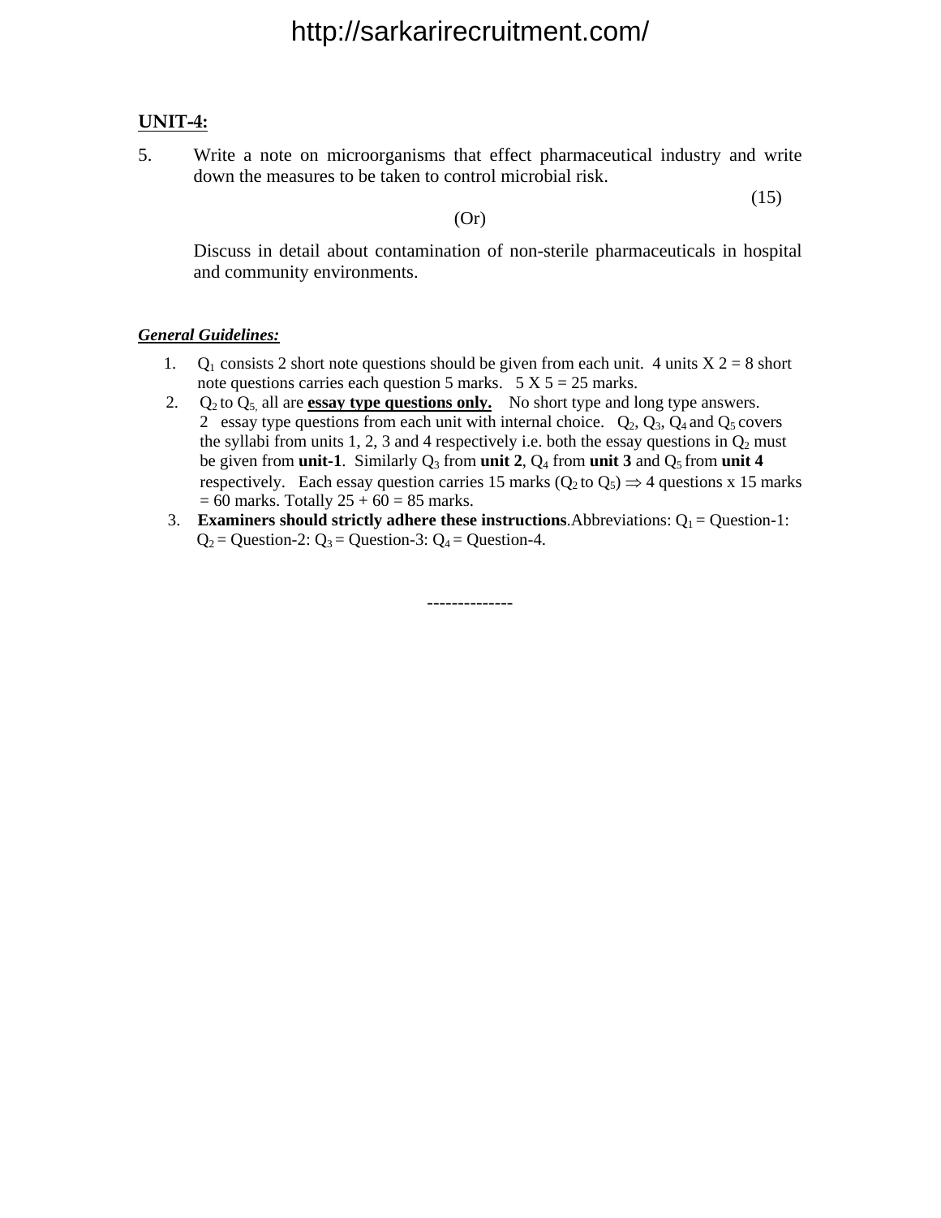## UNIT-4:

5. Write a note on microorganisms that effect pharmaceutical industry and write down the measures to be taken to control microbial risk.

(15)

(Or)

Discuss in detail about contamination of non-sterile pharmaceuticals in hospital and community environments.

***General Guidelines:***

1. $Q_1$ consists 2 short note questions should be given from each unit. 4 units X 2 = 8 short note questions carries each question 5 marks. 5 X 5 = 25 marks.
2. $Q_2$ to $Q_5$, all are **essay type questions only.** No short type and long type answers. 2 essay type questions from each unit with internal choice. $Q_2$, $Q_3$, $Q_4$ and $Q_5$ covers the syllabi from units 1, 2, 3 and 4 respectively i.e. both the essay questions in $Q_2$ must be given from **unit-1**. Similarly $Q_3$ from **unit 2**, $Q_4$ from **unit 3** and $Q_5$ from **unit 4** respectively. Each essay question carries 15 marks ($Q_2$ to $Q_5$) $\Rightarrow$ 4 questions x 15 marks = 60 marks. Totally 25 + 60 = 85 marks.
3. **Examiners should strictly adhere these instructions**.Abbreviations: $Q_1$ = Question-1: $Q_2$ = Question-2: $Q_3$ = Question-3: $Q_4$ = Question-4.

--------------